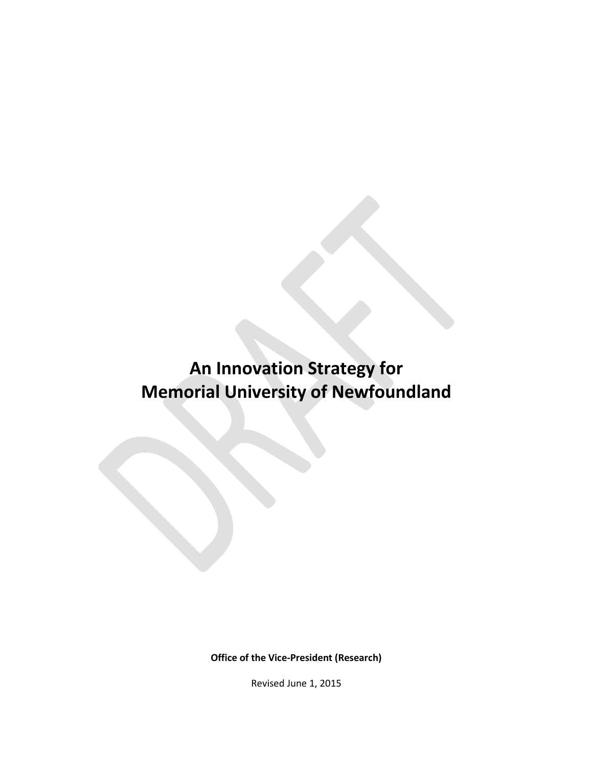# An Innovation Strategy for Memorial University of Newfoundland

**Office of the Vice-President (Research)**

Revised June 1, 2015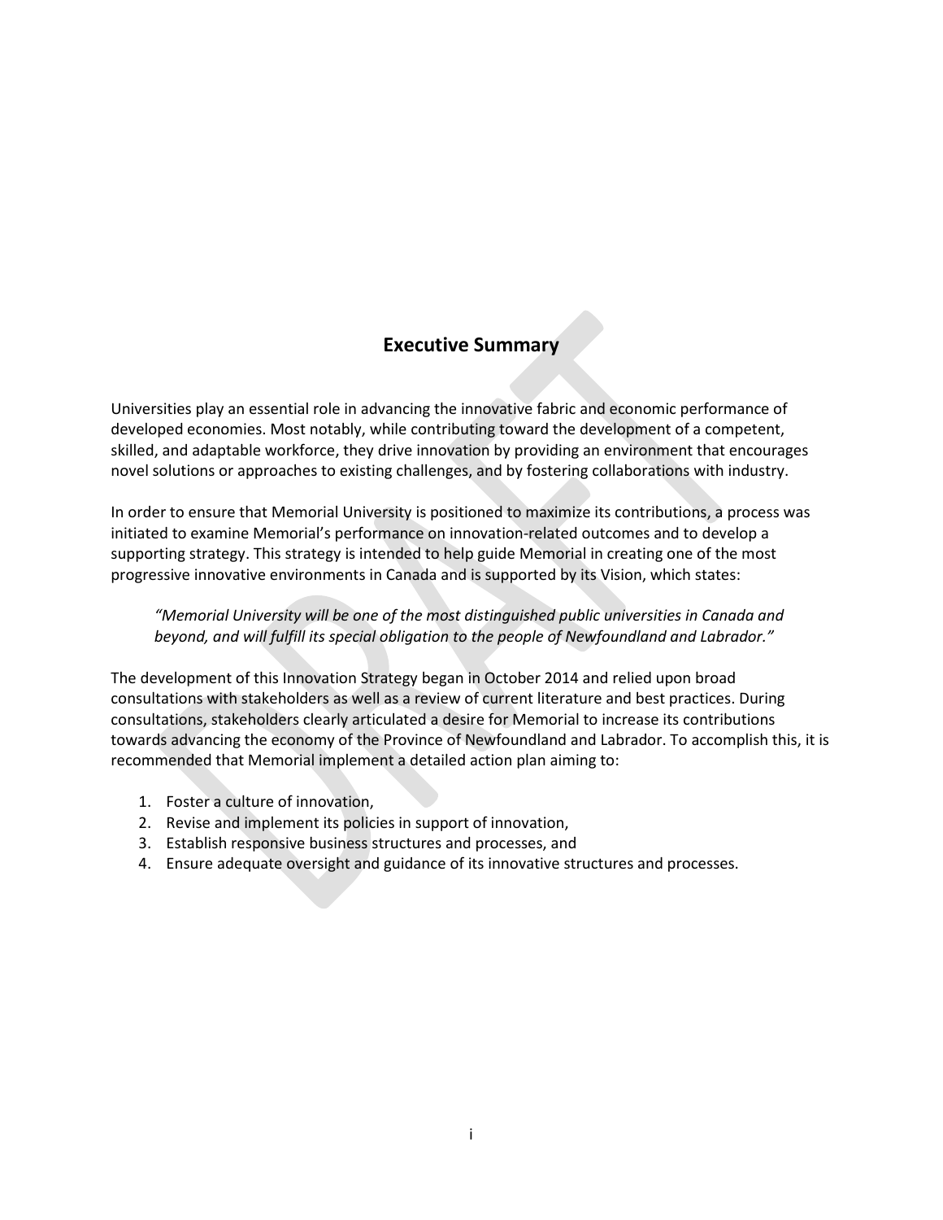## Executive Summary

Universities play an essential role in advancing the innovative fabric and economic performance of developed economies. Most notably, while contributing toward the development of a competent, skilled, and adaptable workforce, they drive innovation by providing an environment that encourages novel solutions or approaches to existing challenges, and by fostering collaborations with industry.

In order to ensure that Memorial University is positioned to maximize its contributions, a process was initiated to examine Memorial's performance on innovation-related outcomes and to develop a supporting strategy. This strategy is intended to help guide Memorial in creating one of the most progressive innovative environments in Canada and is supported by its Vision, which states:

> *"Memorial University will be one of the most distinguished public universities in Canada and beyond, and will fulfill its special obligation to the people of Newfoundland and Labrador."*

The development of this Innovation Strategy began in October 2014 and relied upon broad consultations with stakeholders as well as a review of current literature and best practices. During consultations, stakeholders clearly articulated a desire for Memorial to increase its contributions towards advancing the economy of the Province of Newfoundland and Labrador. To accomplish this, it is recommended that Memorial implement a detailed action plan aiming to:

1. Foster a culture of innovation,
2. Revise and implement its policies in support of innovation,
3. Establish responsive business structures and processes, and
4. Ensure adequate oversight and guidance of its innovative structures and processes.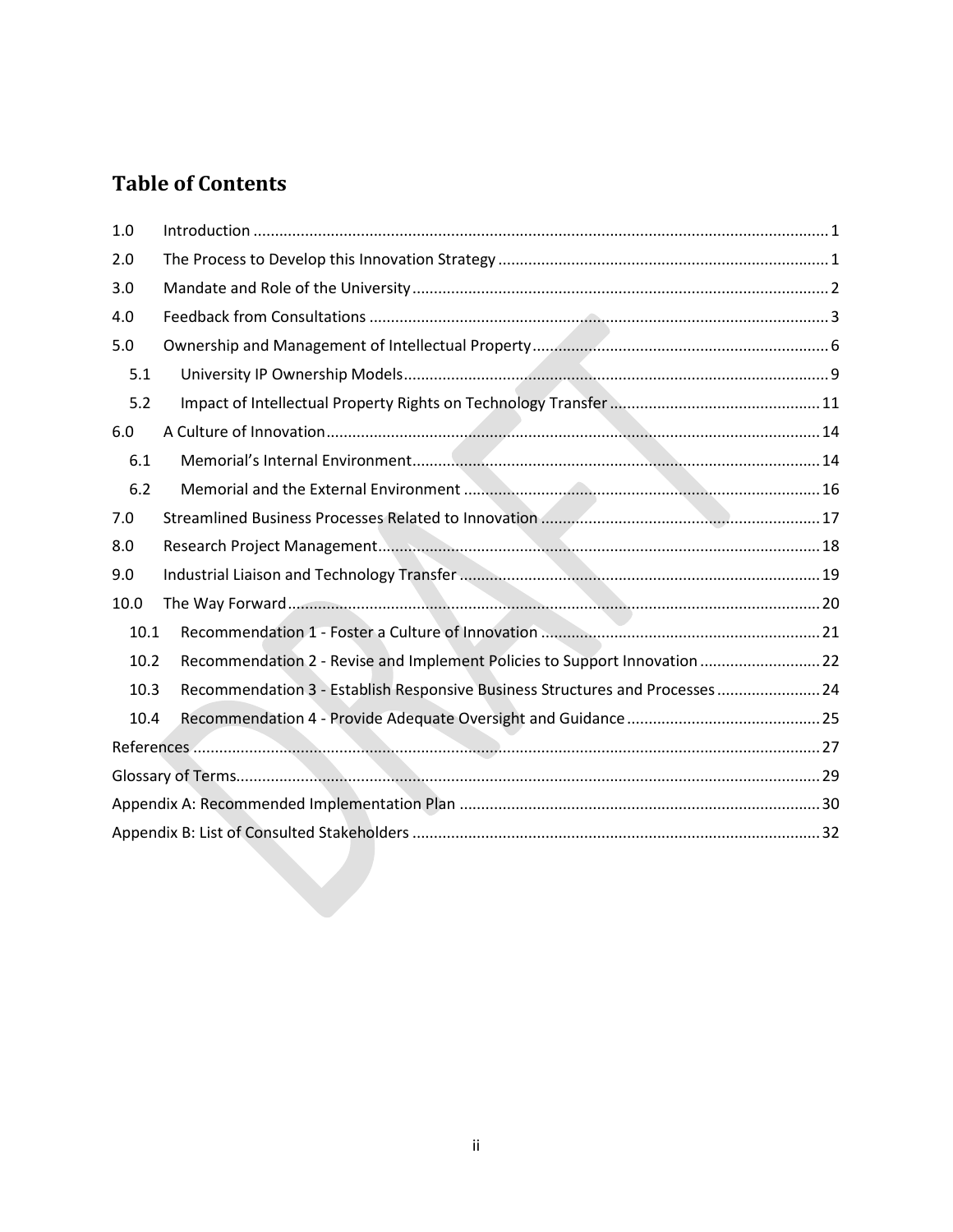# Table of Contents

1.0 Introduction ..... 1

2.0 The Process to Develop this Innovation Strategy ..... 1

3.0 Mandate and Role of the University ..... 2

4.0 Feedback from Consultations ..... 3

5.0 Ownership and Management of Intellectual Property ..... 6

- 5.1 University IP Ownership Models ..... 9
- 5.2 Impact of Intellectual Property Rights on Technology Transfer ..... 11

6.0 A Culture of Innovation ..... 14

- 6.1 Memorial's Internal Environment ..... 14
- 6.2 Memorial and the External Environment ..... 16

7.0 Streamlined Business Processes Related to Innovation ..... 17

8.0 Research Project Management ..... 18

9.0 Industrial Liaison and Technology Transfer ..... 19

10.0 The Way Forward ..... 20

- 10.1 Recommendation 1 - Foster a Culture of Innovation ..... 21
- 10.2 Recommendation 2 - Revise and Implement Policies to Support Innovation ..... 22
- 10.3 Recommendation 3 - Establish Responsive Business Structures and Processes ..... 24
- 10.4 Recommendation 4 - Provide Adequate Oversight and Guidance ..... 25

References ..... 27

Glossary of Terms ..... 29

Appendix A: Recommended Implementation Plan ..... 30

Appendix B: List of Consulted Stakeholders ..... 32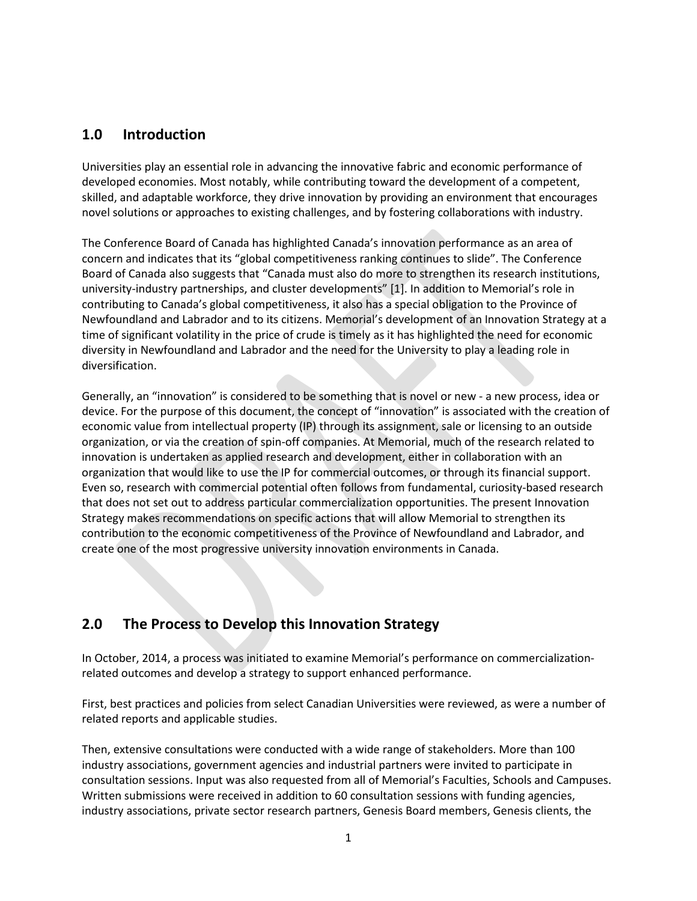## 1.0 Introduction

Universities play an essential role in advancing the innovative fabric and economic performance of developed economies. Most notably, while contributing toward the development of a competent, skilled, and adaptable workforce, they drive innovation by providing an environment that encourages novel solutions or approaches to existing challenges, and by fostering collaborations with industry.

The Conference Board of Canada has highlighted Canada's innovation performance as an area of concern and indicates that its "global competitiveness ranking continues to slide". The Conference Board of Canada also suggests that "Canada must also do more to strengthen its research institutions, university-industry partnerships, and cluster developments" [1]. In addition to Memorial's role in contributing to Canada's global competitiveness, it also has a special obligation to the Province of Newfoundland and Labrador and to its citizens. Memorial's development of an Innovation Strategy at a time of significant volatility in the price of crude is timely as it has highlighted the need for economic diversity in Newfoundland and Labrador and the need for the University to play a leading role in diversification.

Generally, an "innovation" is considered to be something that is novel or new - a new process, idea or device. For the purpose of this document, the concept of "innovation" is associated with the creation of economic value from intellectual property (IP) through its assignment, sale or licensing to an outside organization, or via the creation of spin-off companies. At Memorial, much of the research related to innovation is undertaken as applied research and development, either in collaboration with an organization that would like to use the IP for commercial outcomes, or through its financial support. Even so, research with commercial potential often follows from fundamental, curiosity-based research that does not set out to address particular commercialization opportunities. The present Innovation Strategy makes recommendations on specific actions that will allow Memorial to strengthen its contribution to the economic competitiveness of the Province of Newfoundland and Labrador, and create one of the most progressive university innovation environments in Canada.

## 2.0 The Process to Develop this Innovation Strategy

In October, 2014, a process was initiated to examine Memorial's performance on commercialization-related outcomes and develop a strategy to support enhanced performance.

First, best practices and policies from select Canadian Universities were reviewed, as were a number of related reports and applicable studies.

Then, extensive consultations were conducted with a wide range of stakeholders. More than 100 industry associations, government agencies and industrial partners were invited to participate in consultation sessions. Input was also requested from all of Memorial's Faculties, Schools and Campuses. Written submissions were received in addition to 60 consultation sessions with funding agencies, industry associations, private sector research partners, Genesis Board members, Genesis clients, the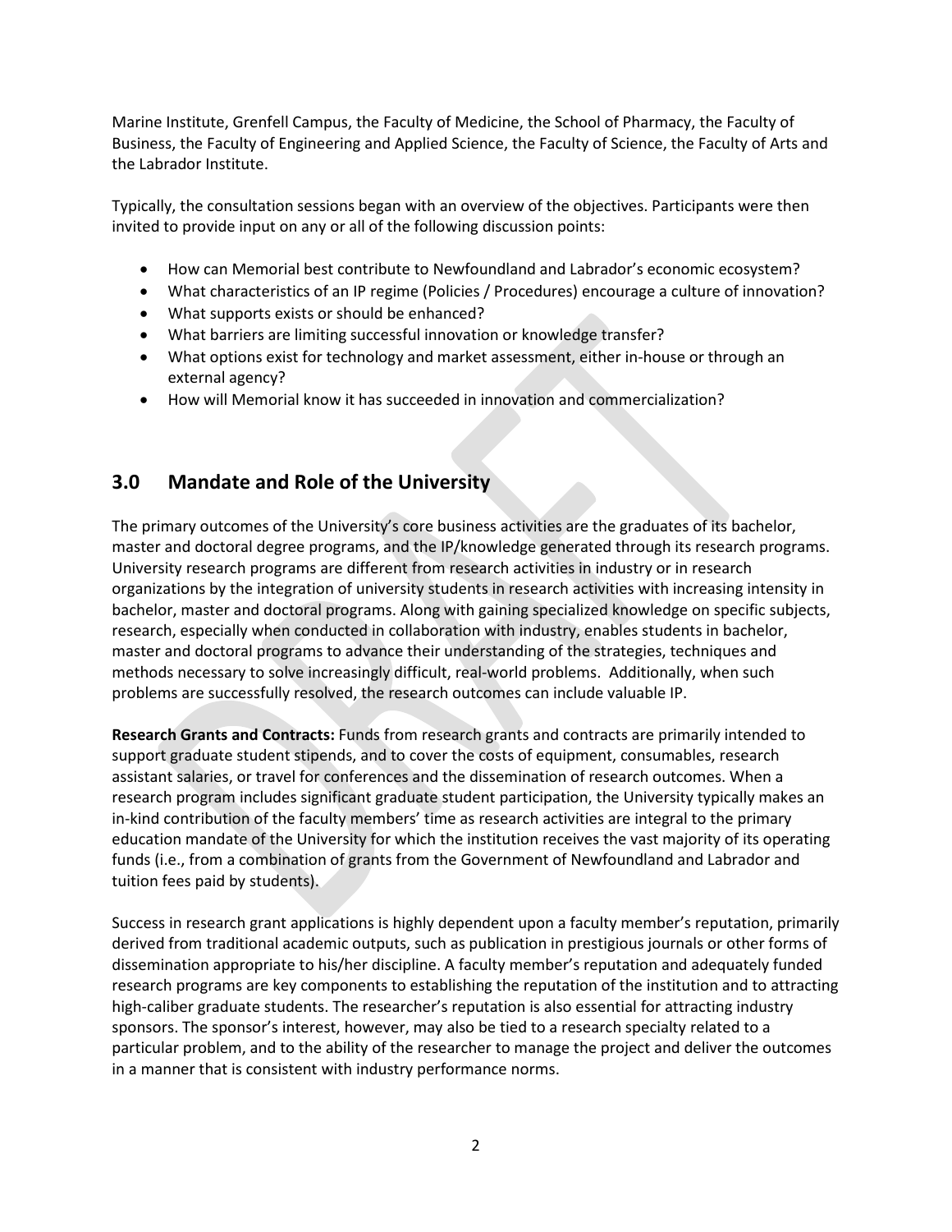Marine Institute, Grenfell Campus, the Faculty of Medicine, the School of Pharmacy, the Faculty of Business, the Faculty of Engineering and Applied Science, the Faculty of Science, the Faculty of Arts and the Labrador Institute.

Typically, the consultation sessions began with an overview of the objectives. Participants were then invited to provide input on any or all of the following discussion points:

- How can Memorial best contribute to Newfoundland and Labrador's economic ecosystem?
- What characteristics of an IP regime (Policies / Procedures) encourage a culture of innovation?
- What supports exists or should be enhanced?
- What barriers are limiting successful innovation or knowledge transfer?
- What options exist for technology and market assessment, either in-house or through an external agency?
- How will Memorial know it has succeeded in innovation and commercialization?

## 3.0 Mandate and Role of the University

The primary outcomes of the University's core business activities are the graduates of its bachelor, master and doctoral degree programs, and the IP/knowledge generated through its research programs. University research programs are different from research activities in industry or in research organizations by the integration of university students in research activities with increasing intensity in bachelor, master and doctoral programs. Along with gaining specialized knowledge on specific subjects, research, especially when conducted in collaboration with industry, enables students in bachelor, master and doctoral programs to advance their understanding of the strategies, techniques and methods necessary to solve increasingly difficult, real-world problems. Additionally, when such problems are successfully resolved, the research outcomes can include valuable IP.

**Research Grants and Contracts:** Funds from research grants and contracts are primarily intended to support graduate student stipends, and to cover the costs of equipment, consumables, research assistant salaries, or travel for conferences and the dissemination of research outcomes. When a research program includes significant graduate student participation, the University typically makes an in-kind contribution of the faculty members' time as research activities are integral to the primary education mandate of the University for which the institution receives the vast majority of its operating funds (i.e., from a combination of grants from the Government of Newfoundland and Labrador and tuition fees paid by students).

Success in research grant applications is highly dependent upon a faculty member's reputation, primarily derived from traditional academic outputs, such as publication in prestigious journals or other forms of dissemination appropriate to his/her discipline. A faculty member's reputation and adequately funded research programs are key components to establishing the reputation of the institution and to attracting high-caliber graduate students. The researcher's reputation is also essential for attracting industry sponsors. The sponsor's interest, however, may also be tied to a research specialty related to a particular problem, and to the ability of the researcher to manage the project and deliver the outcomes in a manner that is consistent with industry performance norms.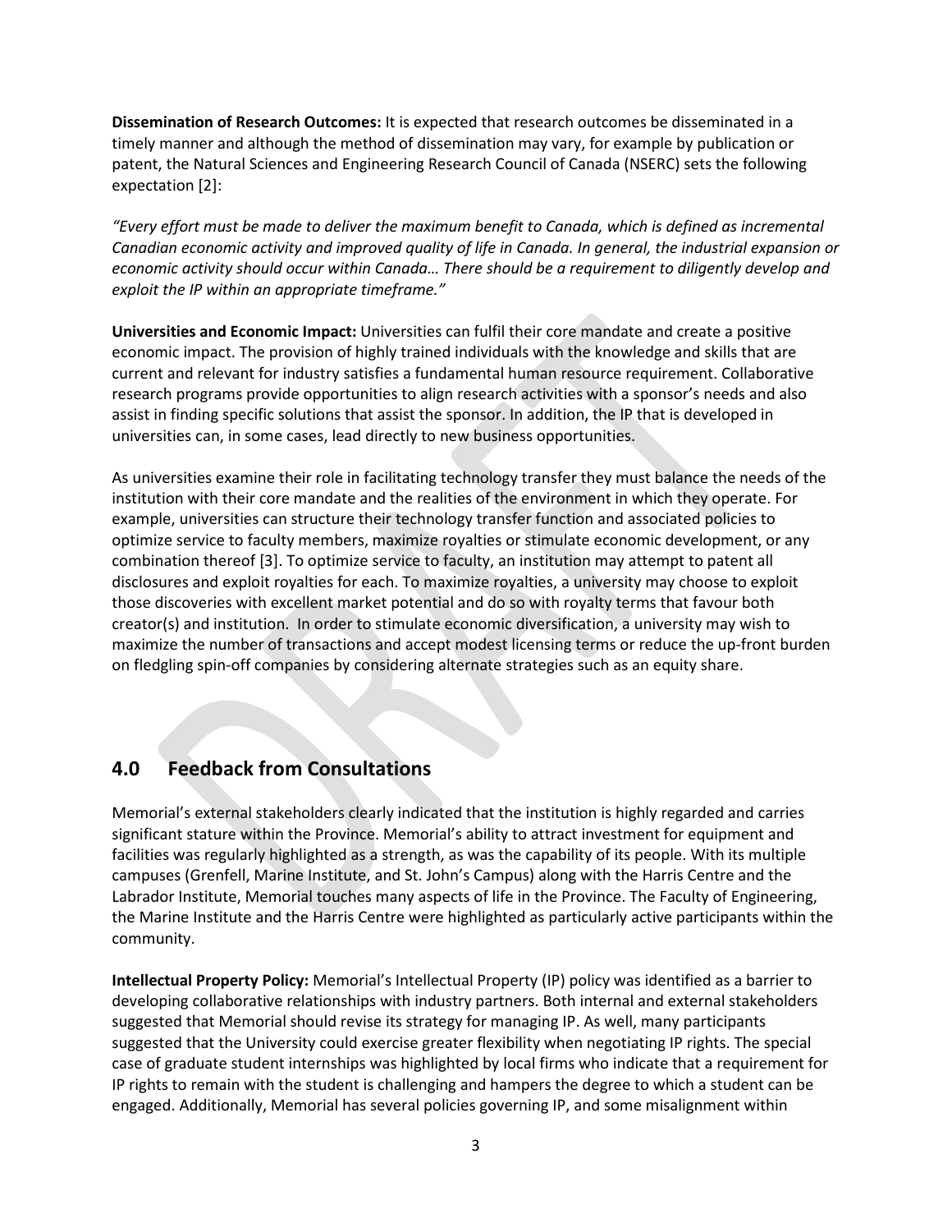**Dissemination of Research Outcomes:** It is expected that research outcomes be disseminated in a timely manner and although the method of dissemination may vary, for example by publication or patent, the Natural Sciences and Engineering Research Council of Canada (NSERC) sets the following expectation [2]:

*"Every effort must be made to deliver the maximum benefit to Canada, which is defined as incremental Canadian economic activity and improved quality of life in Canada. In general, the industrial expansion or economic activity should occur within Canada… There should be a requirement to diligently develop and exploit the IP within an appropriate timeframe."*

**Universities and Economic Impact:** Universities can fulfil their core mandate and create a positive economic impact. The provision of highly trained individuals with the knowledge and skills that are current and relevant for industry satisfies a fundamental human resource requirement. Collaborative research programs provide opportunities to align research activities with a sponsor's needs and also assist in finding specific solutions that assist the sponsor. In addition, the IP that is developed in universities can, in some cases, lead directly to new business opportunities.

As universities examine their role in facilitating technology transfer they must balance the needs of the institution with their core mandate and the realities of the environment in which they operate. For example, universities can structure their technology transfer function and associated policies to optimize service to faculty members, maximize royalties or stimulate economic development, or any combination thereof [3]. To optimize service to faculty, an institution may attempt to patent all disclosures and exploit royalties for each. To maximize royalties, a university may choose to exploit those discoveries with excellent market potential and do so with royalty terms that favour both creator(s) and institution. In order to stimulate economic diversification, a university may wish to maximize the number of transactions and accept modest licensing terms or reduce the up-front burden on fledgling spin-off companies by considering alternate strategies such as an equity share.

## 4.0 Feedback from Consultations

Memorial's external stakeholders clearly indicated that the institution is highly regarded and carries significant stature within the Province. Memorial's ability to attract investment for equipment and facilities was regularly highlighted as a strength, as was the capability of its people. With its multiple campuses (Grenfell, Marine Institute, and St. John's Campus) along with the Harris Centre and the Labrador Institute, Memorial touches many aspects of life in the Province. The Faculty of Engineering, the Marine Institute and the Harris Centre were highlighted as particularly active participants within the community.

**Intellectual Property Policy:** Memorial's Intellectual Property (IP) policy was identified as a barrier to developing collaborative relationships with industry partners. Both internal and external stakeholders suggested that Memorial should revise its strategy for managing IP. As well, many participants suggested that the University could exercise greater flexibility when negotiating IP rights. The special case of graduate student internships was highlighted by local firms who indicate that a requirement for IP rights to remain with the student is challenging and hampers the degree to which a student can be engaged. Additionally, Memorial has several policies governing IP, and some misalignment within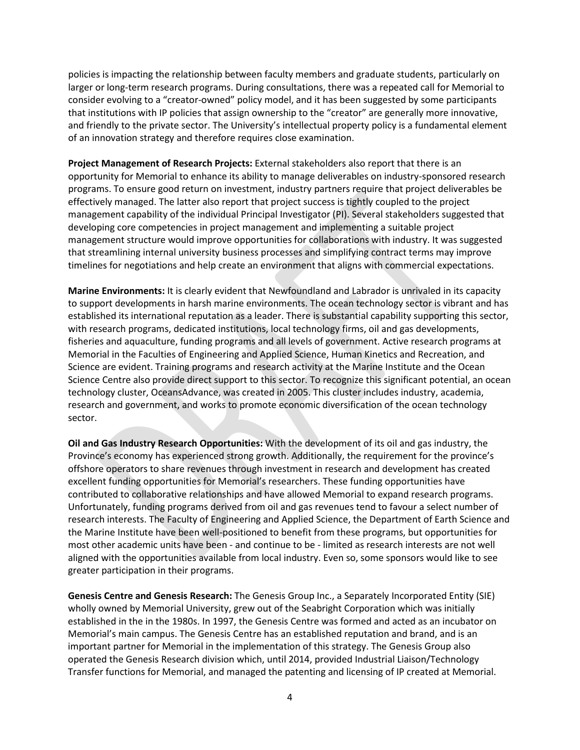policies is impacting the relationship between faculty members and graduate students, particularly on larger or long-term research programs. During consultations, there was a repeated call for Memorial to consider evolving to a "creator-owned" policy model, and it has been suggested by some participants that institutions with IP policies that assign ownership to the "creator" are generally more innovative, and friendly to the private sector. The University's intellectual property policy is a fundamental element of an innovation strategy and therefore requires close examination.

**Project Management of Research Projects:** External stakeholders also report that there is an opportunity for Memorial to enhance its ability to manage deliverables on industry-sponsored research programs. To ensure good return on investment, industry partners require that project deliverables be effectively managed. The latter also report that project success is tightly coupled to the project management capability of the individual Principal Investigator (PI). Several stakeholders suggested that developing core competencies in project management and implementing a suitable project management structure would improve opportunities for collaborations with industry. It was suggested that streamlining internal university business processes and simplifying contract terms may improve timelines for negotiations and help create an environment that aligns with commercial expectations.

**Marine Environments:** It is clearly evident that Newfoundland and Labrador is unrivaled in its capacity to support developments in harsh marine environments. The ocean technology sector is vibrant and has established its international reputation as a leader. There is substantial capability supporting this sector, with research programs, dedicated institutions, local technology firms, oil and gas developments, fisheries and aquaculture, funding programs and all levels of government. Active research programs at Memorial in the Faculties of Engineering and Applied Science, Human Kinetics and Recreation, and Science are evident. Training programs and research activity at the Marine Institute and the Ocean Science Centre also provide direct support to this sector. To recognize this significant potential, an ocean technology cluster, OceansAdvance, was created in 2005. This cluster includes industry, academia, research and government, and works to promote economic diversification of the ocean technology sector.

**Oil and Gas Industry Research Opportunities:** With the development of its oil and gas industry, the Province's economy has experienced strong growth. Additionally, the requirement for the province's offshore operators to share revenues through investment in research and development has created excellent funding opportunities for Memorial's researchers. These funding opportunities have contributed to collaborative relationships and have allowed Memorial to expand research programs. Unfortunately, funding programs derived from oil and gas revenues tend to favour a select number of research interests. The Faculty of Engineering and Applied Science, the Department of Earth Science and the Marine Institute have been well-positioned to benefit from these programs, but opportunities for most other academic units have been - and continue to be - limited as research interests are not well aligned with the opportunities available from local industry. Even so, some sponsors would like to see greater participation in their programs.

**Genesis Centre and Genesis Research:** The Genesis Group Inc., a Separately Incorporated Entity (SIE) wholly owned by Memorial University, grew out of the Seabright Corporation which was initially established in the in the 1980s. In 1997, the Genesis Centre was formed and acted as an incubator on Memorial's main campus. The Genesis Centre has an established reputation and brand, and is an important partner for Memorial in the implementation of this strategy. The Genesis Group also operated the Genesis Research division which, until 2014, provided Industrial Liaison/Technology Transfer functions for Memorial, and managed the patenting and licensing of IP created at Memorial.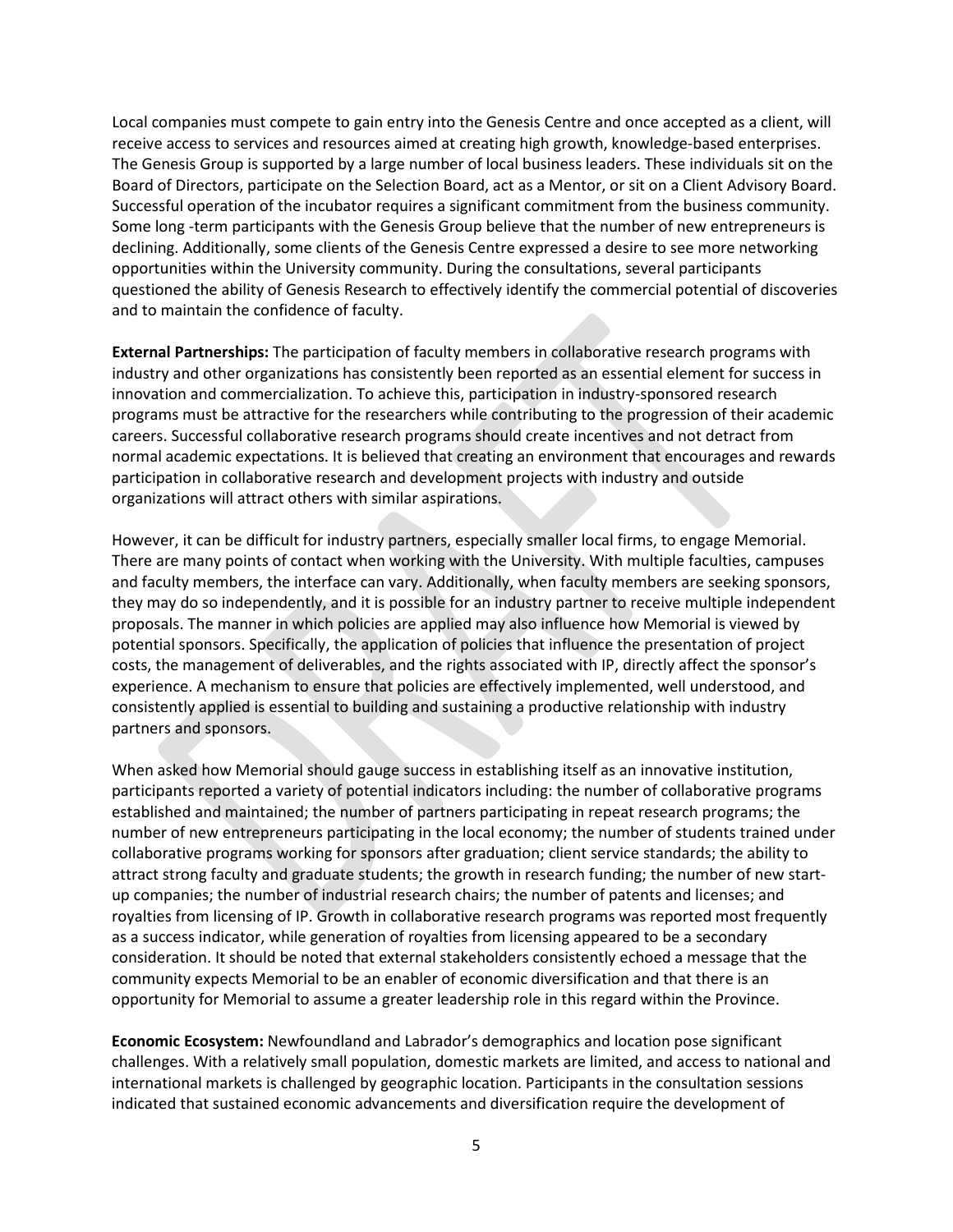Local companies must compete to gain entry into the Genesis Centre and once accepted as a client, will receive access to services and resources aimed at creating high growth, knowledge-based enterprises. The Genesis Group is supported by a large number of local business leaders. These individuals sit on the Board of Directors, participate on the Selection Board, act as a Mentor, or sit on a Client Advisory Board. Successful operation of the incubator requires a significant commitment from the business community. Some long -term participants with the Genesis Group believe that the number of new entrepreneurs is declining. Additionally, some clients of the Genesis Centre expressed a desire to see more networking opportunities within the University community. During the consultations, several participants questioned the ability of Genesis Research to effectively identify the commercial potential of discoveries and to maintain the confidence of faculty.

**External Partnerships:** The participation of faculty members in collaborative research programs with industry and other organizations has consistently been reported as an essential element for success in innovation and commercialization. To achieve this, participation in industry-sponsored research programs must be attractive for the researchers while contributing to the progression of their academic careers. Successful collaborative research programs should create incentives and not detract from normal academic expectations. It is believed that creating an environment that encourages and rewards participation in collaborative research and development projects with industry and outside organizations will attract others with similar aspirations.

However, it can be difficult for industry partners, especially smaller local firms, to engage Memorial. There are many points of contact when working with the University. With multiple faculties, campuses and faculty members, the interface can vary. Additionally, when faculty members are seeking sponsors, they may do so independently, and it is possible for an industry partner to receive multiple independent proposals. The manner in which policies are applied may also influence how Memorial is viewed by potential sponsors. Specifically, the application of policies that influence the presentation of project costs, the management of deliverables, and the rights associated with IP, directly affect the sponsor's experience. A mechanism to ensure that policies are effectively implemented, well understood, and consistently applied is essential to building and sustaining a productive relationship with industry partners and sponsors.

When asked how Memorial should gauge success in establishing itself as an innovative institution, participants reported a variety of potential indicators including: the number of collaborative programs established and maintained; the number of partners participating in repeat research programs; the number of new entrepreneurs participating in the local economy; the number of students trained under collaborative programs working for sponsors after graduation; client service standards; the ability to attract strong faculty and graduate students; the growth in research funding; the number of new start-up companies; the number of industrial research chairs; the number of patents and licenses; and royalties from licensing of IP. Growth in collaborative research programs was reported most frequently as a success indicator, while generation of royalties from licensing appeared to be a secondary consideration. It should be noted that external stakeholders consistently echoed a message that the community expects Memorial to be an enabler of economic diversification and that there is an opportunity for Memorial to assume a greater leadership role in this regard within the Province.

**Economic Ecosystem:** Newfoundland and Labrador's demographics and location pose significant challenges. With a relatively small population, domestic markets are limited, and access to national and international markets is challenged by geographic location. Participants in the consultation sessions indicated that sustained economic advancements and diversification require the development of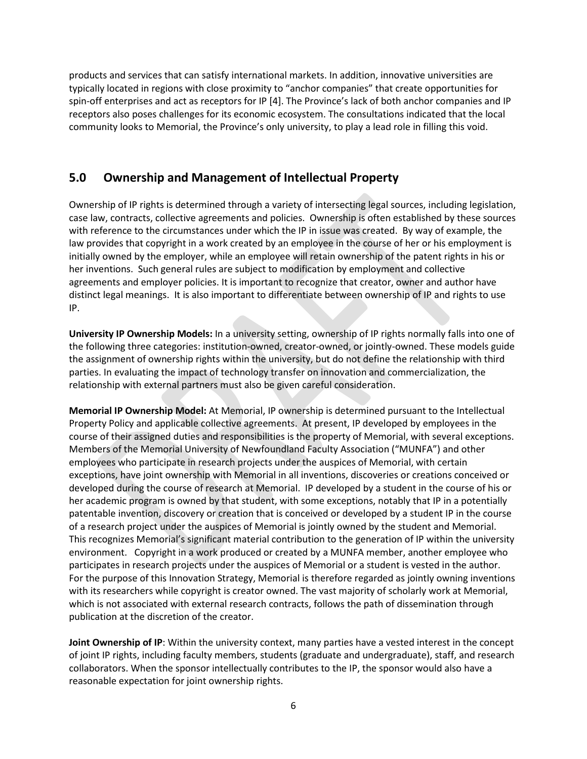products and services that can satisfy international markets. In addition, innovative universities are typically located in regions with close proximity to "anchor companies" that create opportunities for spin-off enterprises and act as receptors for IP [4]. The Province's lack of both anchor companies and IP receptors also poses challenges for its economic ecosystem. The consultations indicated that the local community looks to Memorial, the Province's only university, to play a lead role in filling this void.

## 5.0 Ownership and Management of Intellectual Property

Ownership of IP rights is determined through a variety of intersecting legal sources, including legislation, case law, contracts, collective agreements and policies. Ownership is often established by these sources with reference to the circumstances under which the IP in issue was created. By way of example, the law provides that copyright in a work created by an employee in the course of her or his employment is initially owned by the employer, while an employee will retain ownership of the patent rights in his or her inventions. Such general rules are subject to modification by employment and collective agreements and employer policies. It is important to recognize that creator, owner and author have distinct legal meanings. It is also important to differentiate between ownership of IP and rights to use IP.

**University IP Ownership Models:** In a university setting, ownership of IP rights normally falls into one of the following three categories: institution-owned, creator-owned, or jointly-owned. These models guide the assignment of ownership rights within the university, but do not define the relationship with third parties. In evaluating the impact of technology transfer on innovation and commercialization, the relationship with external partners must also be given careful consideration.

**Memorial IP Ownership Model:** At Memorial, IP ownership is determined pursuant to the Intellectual Property Policy and applicable collective agreements. At present, IP developed by employees in the course of their assigned duties and responsibilities is the property of Memorial, with several exceptions. Members of the Memorial University of Newfoundland Faculty Association ("MUNFA") and other employees who participate in research projects under the auspices of Memorial, with certain exceptions, have joint ownership with Memorial in all inventions, discoveries or creations conceived or developed during the course of research at Memorial. IP developed by a student in the course of his or her academic program is owned by that student, with some exceptions, notably that IP in a potentially patentable invention, discovery or creation that is conceived or developed by a student IP in the course of a research project under the auspices of Memorial is jointly owned by the student and Memorial. This recognizes Memorial's significant material contribution to the generation of IP within the university environment. Copyright in a work produced or created by a MUNFA member, another employee who participates in research projects under the auspices of Memorial or a student is vested in the author. For the purpose of this Innovation Strategy, Memorial is therefore regarded as jointly owning inventions with its researchers while copyright is creator owned. The vast majority of scholarly work at Memorial, which is not associated with external research contracts, follows the path of dissemination through publication at the discretion of the creator.

**Joint Ownership of IP**: Within the university context, many parties have a vested interest in the concept of joint IP rights, including faculty members, students (graduate and undergraduate), staff, and research collaborators. When the sponsor intellectually contributes to the IP, the sponsor would also have a reasonable expectation for joint ownership rights.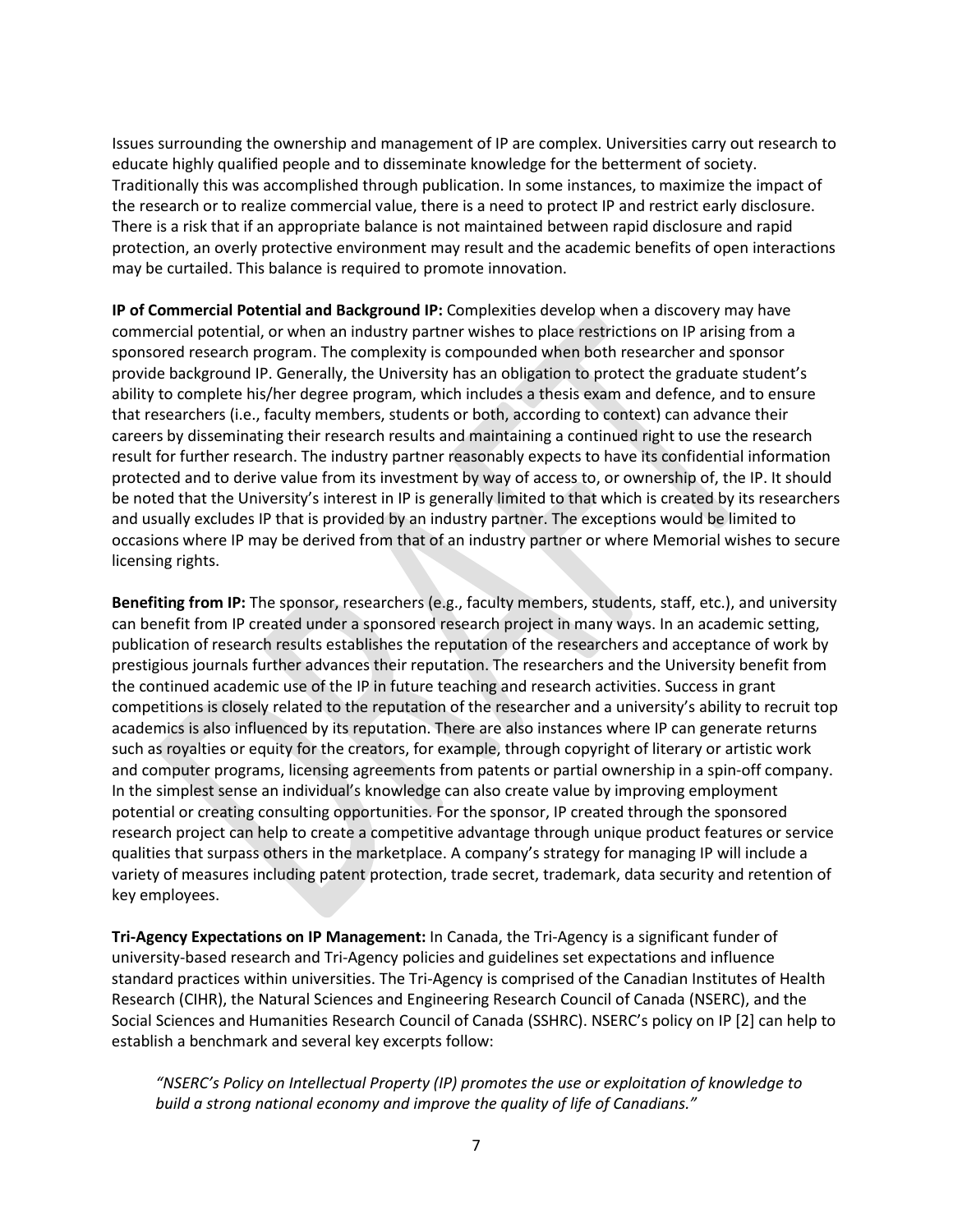Issues surrounding the ownership and management of IP are complex. Universities carry out research to educate highly qualified people and to disseminate knowledge for the betterment of society. Traditionally this was accomplished through publication. In some instances, to maximize the impact of the research or to realize commercial value, there is a need to protect IP and restrict early disclosure. There is a risk that if an appropriate balance is not maintained between rapid disclosure and rapid protection, an overly protective environment may result and the academic benefits of open interactions may be curtailed. This balance is required to promote innovation.

**IP of Commercial Potential and Background IP:** Complexities develop when a discovery may have commercial potential, or when an industry partner wishes to place restrictions on IP arising from a sponsored research program. The complexity is compounded when both researcher and sponsor provide background IP. Generally, the University has an obligation to protect the graduate student's ability to complete his/her degree program, which includes a thesis exam and defence, and to ensure that researchers (i.e., faculty members, students or both, according to context) can advance their careers by disseminating their research results and maintaining a continued right to use the research result for further research. The industry partner reasonably expects to have its confidential information protected and to derive value from its investment by way of access to, or ownership of, the IP. It should be noted that the University's interest in IP is generally limited to that which is created by its researchers and usually excludes IP that is provided by an industry partner. The exceptions would be limited to occasions where IP may be derived from that of an industry partner or where Memorial wishes to secure licensing rights.

**Benefiting from IP:** The sponsor, researchers (e.g., faculty members, students, staff, etc.), and university can benefit from IP created under a sponsored research project in many ways. In an academic setting, publication of research results establishes the reputation of the researchers and acceptance of work by prestigious journals further advances their reputation. The researchers and the University benefit from the continued academic use of the IP in future teaching and research activities. Success in grant competitions is closely related to the reputation of the researcher and a university's ability to recruit top academics is also influenced by its reputation. There are also instances where IP can generate returns such as royalties or equity for the creators, for example, through copyright of literary or artistic work and computer programs, licensing agreements from patents or partial ownership in a spin-off company. In the simplest sense an individual's knowledge can also create value by improving employment potential or creating consulting opportunities. For the sponsor, IP created through the sponsored research project can help to create a competitive advantage through unique product features or service qualities that surpass others in the marketplace. A company's strategy for managing IP will include a variety of measures including patent protection, trade secret, trademark, data security and retention of key employees.

**Tri-Agency Expectations on IP Management:** In Canada, the Tri-Agency is a significant funder of university-based research and Tri-Agency policies and guidelines set expectations and influence standard practices within universities. The Tri-Agency is comprised of the Canadian Institutes of Health Research (CIHR), the Natural Sciences and Engineering Research Council of Canada (NSERC), and the Social Sciences and Humanities Research Council of Canada (SSHRC). NSERC's policy on IP [2] can help to establish a benchmark and several key excerpts follow:

> *"NSERC's Policy on Intellectual Property (IP) promotes the use or exploitation of knowledge to build a strong national economy and improve the quality of life of Canadians."*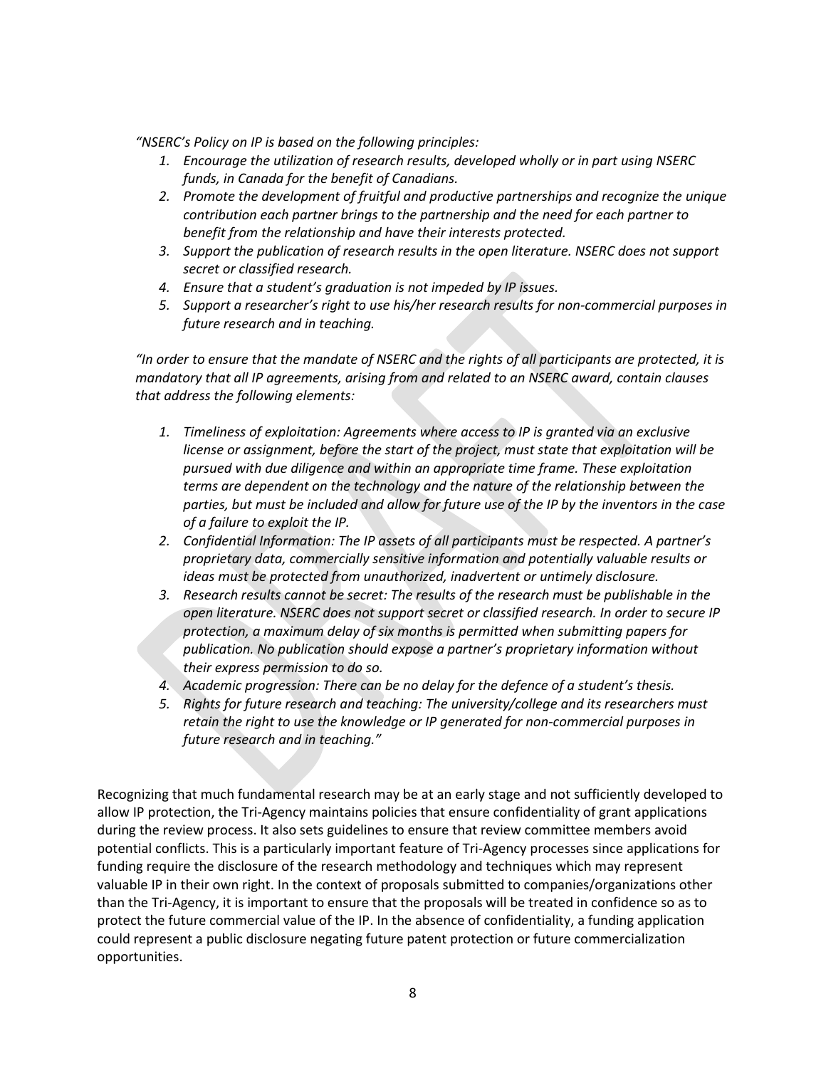*"NSERC's Policy on IP is based on the following principles:*

1. *Encourage the utilization of research results, developed wholly or in part using NSERC funds, in Canada for the benefit of Canadians.*
2. *Promote the development of fruitful and productive partnerships and recognize the unique contribution each partner brings to the partnership and the need for each partner to benefit from the relationship and have their interests protected.*
3. *Support the publication of research results in the open literature. NSERC does not support secret or classified research.*
4. *Ensure that a student's graduation is not impeded by IP issues.*
5. *Support a researcher's right to use his/her research results for non-commercial purposes in future research and in teaching.*

*"In order to ensure that the mandate of NSERC and the rights of all participants are protected, it is mandatory that all IP agreements, arising from and related to an NSERC award, contain clauses that address the following elements:*

1. *Timeliness of exploitation: Agreements where access to IP is granted via an exclusive license or assignment, before the start of the project, must state that exploitation will be pursued with due diligence and within an appropriate time frame. These exploitation terms are dependent on the technology and the nature of the relationship between the parties, but must be included and allow for future use of the IP by the inventors in the case of a failure to exploit the IP.*
2. *Confidential Information: The IP assets of all participants must be respected. A partner's proprietary data, commercially sensitive information and potentially valuable results or ideas must be protected from unauthorized, inadvertent or untimely disclosure.*
3. *Research results cannot be secret: The results of the research must be publishable in the open literature. NSERC does not support secret or classified research. In order to secure IP protection, a maximum delay of six months is permitted when submitting papers for publication. No publication should expose a partner's proprietary information without their express permission to do so.*
4. *Academic progression: There can be no delay for the defence of a student's thesis.*
5. *Rights for future research and teaching: The university/college and its researchers must retain the right to use the knowledge or IP generated for non-commercial purposes in future research and in teaching."*

Recognizing that much fundamental research may be at an early stage and not sufficiently developed to allow IP protection, the Tri-Agency maintains policies that ensure confidentiality of grant applications during the review process. It also sets guidelines to ensure that review committee members avoid potential conflicts. This is a particularly important feature of Tri-Agency processes since applications for funding require the disclosure of the research methodology and techniques which may represent valuable IP in their own right. In the context of proposals submitted to companies/organizations other than the Tri-Agency, it is important to ensure that the proposals will be treated in confidence so as to protect the future commercial value of the IP. In the absence of confidentiality, a funding application could represent a public disclosure negating future patent protection or future commercialization opportunities.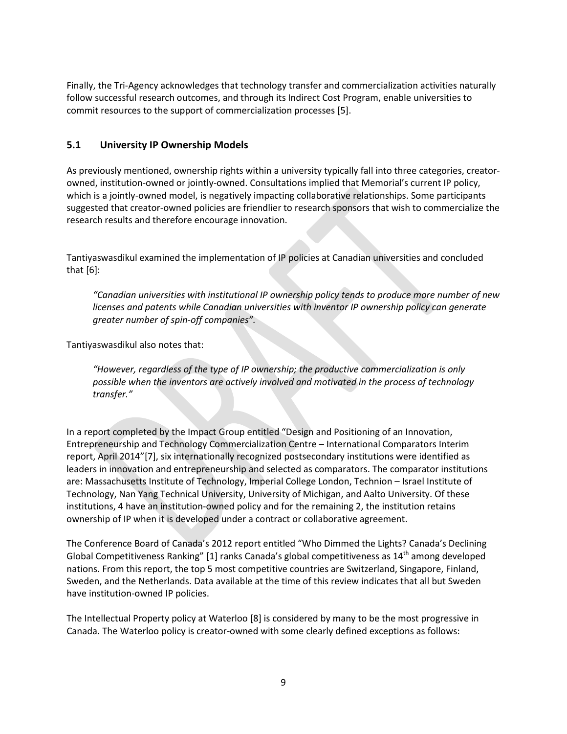Finally, the Tri-Agency acknowledges that technology transfer and commercialization activities naturally follow successful research outcomes, and through its Indirect Cost Program, enable universities to commit resources to the support of commercialization processes [5].

## 5.1 University IP Ownership Models

As previously mentioned, ownership rights within a university typically fall into three categories, creator-owned, institution-owned or jointly-owned. Consultations implied that Memorial's current IP policy, which is a jointly-owned model, is negatively impacting collaborative relationships. Some participants suggested that creator-owned policies are friendlier to research sponsors that wish to commercialize the research results and therefore encourage innovation.

Tantiyaswasdikul examined the implementation of IP policies at Canadian universities and concluded that [6]:

> *"Canadian universities with institutional IP ownership policy tends to produce more number of new licenses and patents while Canadian universities with inventor IP ownership policy can generate greater number of spin-off companies".*

Tantiyaswasdikul also notes that:

> *"However, regardless of the type of IP ownership; the productive commercialization is only possible when the inventors are actively involved and motivated in the process of technology transfer."*

In a report completed by the Impact Group entitled "Design and Positioning of an Innovation, Entrepreneurship and Technology Commercialization Centre – International Comparators Interim report, April 2014"[7], six internationally recognized postsecondary institutions were identified as leaders in innovation and entrepreneurship and selected as comparators. The comparator institutions are: Massachusetts Institute of Technology, Imperial College London, Technion – Israel Institute of Technology, Nan Yang Technical University, University of Michigan, and Aalto University. Of these institutions, 4 have an institution-owned policy and for the remaining 2, the institution retains ownership of IP when it is developed under a contract or collaborative agreement.

The Conference Board of Canada's 2012 report entitled "Who Dimmed the Lights? Canada's Declining Global Competitiveness Ranking" [1] ranks Canada's global competitiveness as 14th among developed nations. From this report, the top 5 most competitive countries are Switzerland, Singapore, Finland, Sweden, and the Netherlands. Data available at the time of this review indicates that all but Sweden have institution-owned IP policies.

The Intellectual Property policy at Waterloo [8] is considered by many to be the most progressive in Canada. The Waterloo policy is creator-owned with some clearly defined exceptions as follows: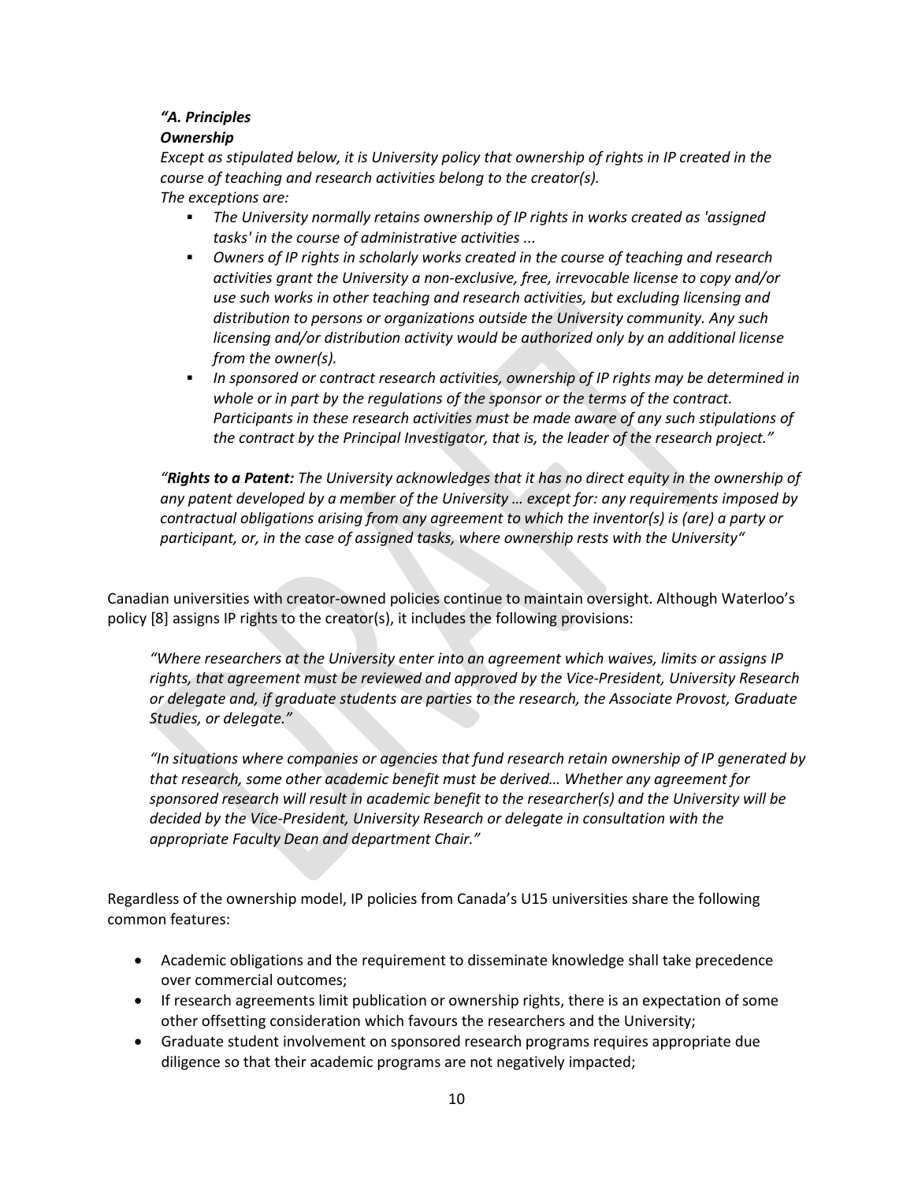*“A. Principles*
***Ownership***
*Except as stipulated below, it is University policy that ownership of rights in IP created in the course of teaching and research activities belong to the creator(s).*
*The exceptions are:*

- *The University normally retains ownership of IP rights in works created as 'assigned tasks' in the course of administrative activities ...*
- *Owners of IP rights in scholarly works created in the course of teaching and research activities grant the University a non-exclusive, free, irrevocable license to copy and/or use such works in other teaching and research activities, but excluding licensing and distribution to persons or organizations outside the University community. Any such licensing and/or distribution activity would be authorized only by an additional license from the owner(s).*
- *In sponsored or contract research activities, ownership of IP rights may be determined in whole or in part by the regulations of the sponsor or the terms of the contract. Participants in these research activities must be made aware of any such stipulations of the contract by the Principal Investigator, that is, the leader of the research project.”*

*“**Rights to a Patent:** The University acknowledges that it has no direct equity in the ownership of any patent developed by a member of the University … except for: any requirements imposed by contractual obligations arising from any agreement to which the inventor(s) is (are) a party or participant, or, in the case of assigned tasks, where ownership rests with the University“*

Canadian universities with creator-owned policies continue to maintain oversight. Although Waterloo’s policy [8] assigns IP rights to the creator(s), it includes the following provisions:

> *“Where researchers at the University enter into an agreement which waives, limits or assigns IP rights, that agreement must be reviewed and approved by the Vice-President, University Research or delegate and, if graduate students are parties to the research, the Associate Provost, Graduate Studies, or delegate.”*
>
> *“In situations where companies or agencies that fund research retain ownership of IP generated by that research, some other academic benefit must be derived… Whether any agreement for sponsored research will result in academic benefit to the researcher(s) and the University will be decided by the Vice-President, University Research or delegate in consultation with the appropriate Faculty Dean and department Chair.”*

Regardless of the ownership model, IP policies from Canada’s U15 universities share the following common features:

- Academic obligations and the requirement to disseminate knowledge shall take precedence over commercial outcomes;
- If research agreements limit publication or ownership rights, there is an expectation of some other offsetting consideration which favours the researchers and the University;
- Graduate student involvement on sponsored research programs requires appropriate due diligence so that their academic programs are not negatively impacted;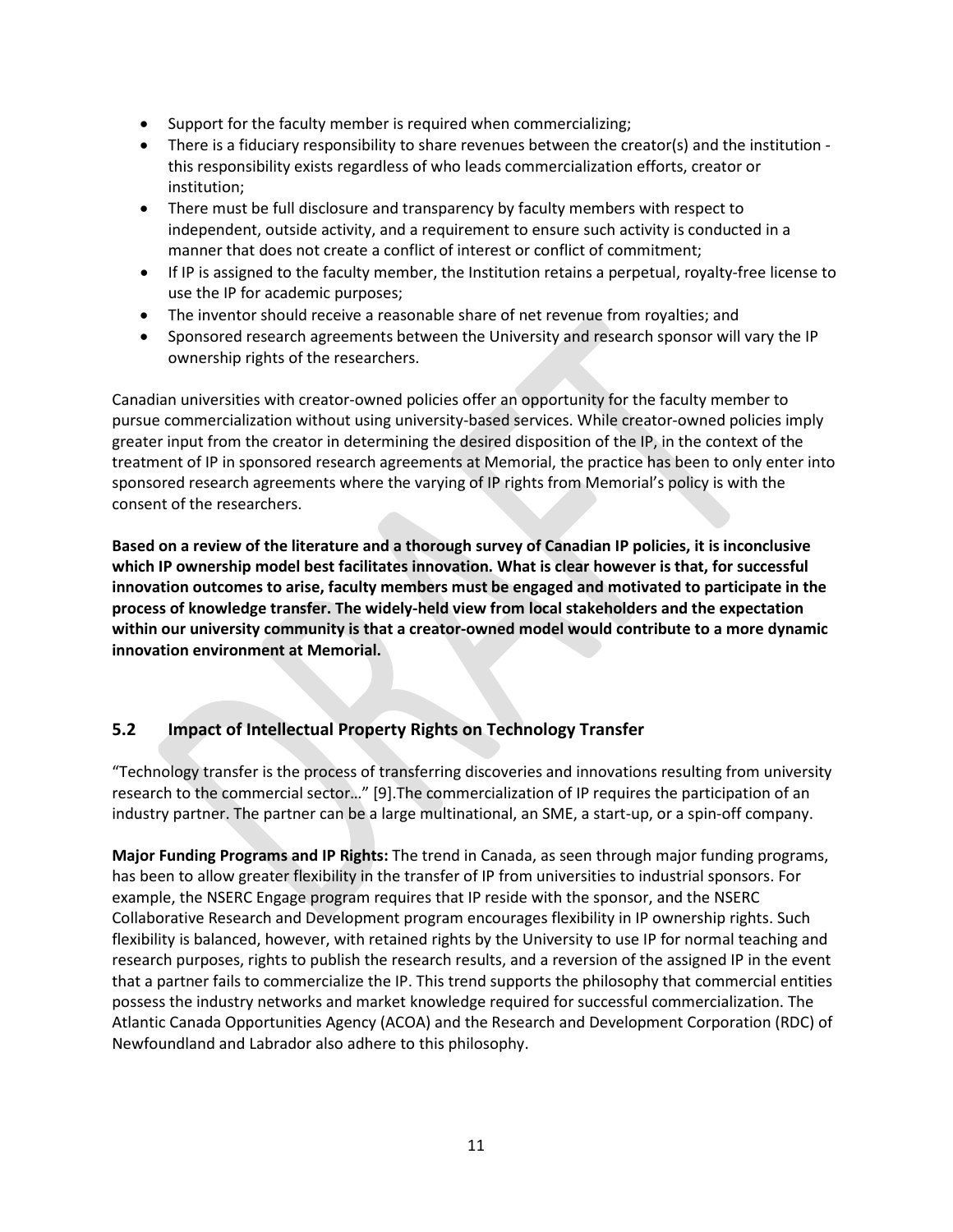- Support for the faculty member is required when commercializing;
- There is a fiduciary responsibility to share revenues between the creator(s) and the institution - this responsibility exists regardless of who leads commercialization efforts, creator or institution;
- There must be full disclosure and transparency by faculty members with respect to independent, outside activity, and a requirement to ensure such activity is conducted in a manner that does not create a conflict of interest or conflict of commitment;
- If IP is assigned to the faculty member, the Institution retains a perpetual, royalty-free license to use the IP for academic purposes;
- The inventor should receive a reasonable share of net revenue from royalties; and
- Sponsored research agreements between the University and research sponsor will vary the IP ownership rights of the researchers.

Canadian universities with creator-owned policies offer an opportunity for the faculty member to pursue commercialization without using university-based services. While creator-owned policies imply greater input from the creator in determining the desired disposition of the IP, in the context of the treatment of IP in sponsored research agreements at Memorial, the practice has been to only enter into sponsored research agreements where the varying of IP rights from Memorial's policy is with the consent of the researchers.

**Based on a review of the literature and a thorough survey of Canadian IP policies, it is inconclusive which IP ownership model best facilitates innovation. What is clear however is that, for successful innovation outcomes to arise, faculty members must be engaged and motivated to participate in the process of knowledge transfer. The widely-held view from local stakeholders and the expectation within our university community is that a creator-owned model would contribute to a more dynamic innovation environment at Memorial.**

## 5.2 Impact of Intellectual Property Rights on Technology Transfer

"Technology transfer is the process of transferring discoveries and innovations resulting from university research to the commercial sector…" [9].The commercialization of IP requires the participation of an industry partner. The partner can be a large multinational, an SME, a start-up, or a spin-off company.

**Major Funding Programs and IP Rights:** The trend in Canada, as seen through major funding programs, has been to allow greater flexibility in the transfer of IP from universities to industrial sponsors. For example, the NSERC Engage program requires that IP reside with the sponsor, and the NSERC Collaborative Research and Development program encourages flexibility in IP ownership rights. Such flexibility is balanced, however, with retained rights by the University to use IP for normal teaching and research purposes, rights to publish the research results, and a reversion of the assigned IP in the event that a partner fails to commercialize the IP. This trend supports the philosophy that commercial entities possess the industry networks and market knowledge required for successful commercialization. The Atlantic Canada Opportunities Agency (ACOA) and the Research and Development Corporation (RDC) of Newfoundland and Labrador also adhere to this philosophy.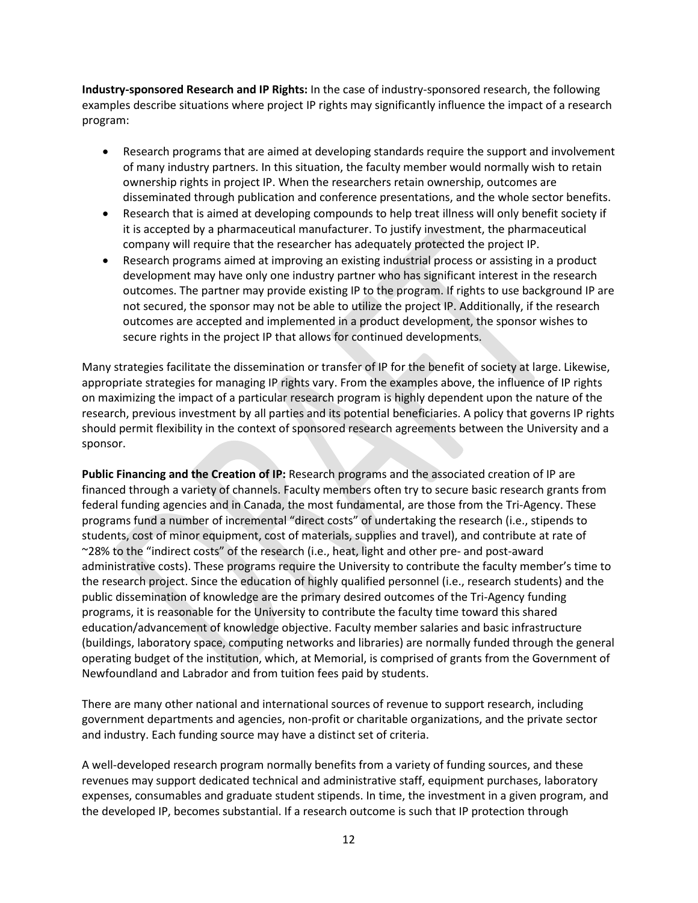**Industry-sponsored Research and IP Rights:** In the case of industry-sponsored research, the following examples describe situations where project IP rights may significantly influence the impact of a research program:

- Research programs that are aimed at developing standards require the support and involvement of many industry partners. In this situation, the faculty member would normally wish to retain ownership rights in project IP. When the researchers retain ownership, outcomes are disseminated through publication and conference presentations, and the whole sector benefits.
- Research that is aimed at developing compounds to help treat illness will only benefit society if it is accepted by a pharmaceutical manufacturer. To justify investment, the pharmaceutical company will require that the researcher has adequately protected the project IP.
- Research programs aimed at improving an existing industrial process or assisting in a product development may have only one industry partner who has significant interest in the research outcomes. The partner may provide existing IP to the program. If rights to use background IP are not secured, the sponsor may not be able to utilize the project IP. Additionally, if the research outcomes are accepted and implemented in a product development, the sponsor wishes to secure rights in the project IP that allows for continued developments.

Many strategies facilitate the dissemination or transfer of IP for the benefit of society at large. Likewise, appropriate strategies for managing IP rights vary. From the examples above, the influence of IP rights on maximizing the impact of a particular research program is highly dependent upon the nature of the research, previous investment by all parties and its potential beneficiaries. A policy that governs IP rights should permit flexibility in the context of sponsored research agreements between the University and a sponsor.

**Public Financing and the Creation of IP:** Research programs and the associated creation of IP are financed through a variety of channels. Faculty members often try to secure basic research grants from federal funding agencies and in Canada, the most fundamental, are those from the Tri-Agency. These programs fund a number of incremental "direct costs" of undertaking the research (i.e., stipends to students, cost of minor equipment, cost of materials, supplies and travel), and contribute at rate of ~28% to the "indirect costs" of the research (i.e., heat, light and other pre- and post-award administrative costs). These programs require the University to contribute the faculty member's time to the research project. Since the education of highly qualified personnel (i.e., research students) and the public dissemination of knowledge are the primary desired outcomes of the Tri-Agency funding programs, it is reasonable for the University to contribute the faculty time toward this shared education/advancement of knowledge objective. Faculty member salaries and basic infrastructure (buildings, laboratory space, computing networks and libraries) are normally funded through the general operating budget of the institution, which, at Memorial, is comprised of grants from the Government of Newfoundland and Labrador and from tuition fees paid by students.

There are many other national and international sources of revenue to support research, including government departments and agencies, non-profit or charitable organizations, and the private sector and industry. Each funding source may have a distinct set of criteria.

A well-developed research program normally benefits from a variety of funding sources, and these revenues may support dedicated technical and administrative staff, equipment purchases, laboratory expenses, consumables and graduate student stipends. In time, the investment in a given program, and the developed IP, becomes substantial. If a research outcome is such that IP protection through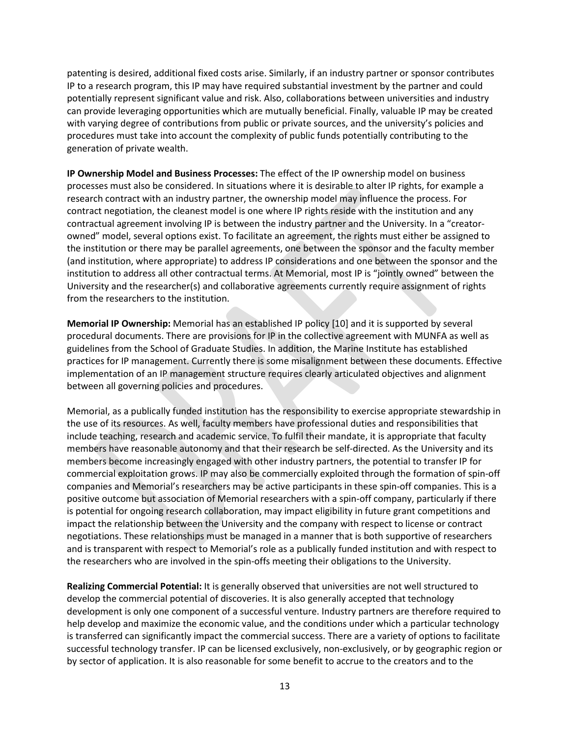patenting is desired, additional fixed costs arise. Similarly, if an industry partner or sponsor contributes IP to a research program, this IP may have required substantial investment by the partner and could potentially represent significant value and risk. Also, collaborations between universities and industry can provide leveraging opportunities which are mutually beneficial. Finally, valuable IP may be created with varying degree of contributions from public or private sources, and the university's policies and procedures must take into account the complexity of public funds potentially contributing to the generation of private wealth.

**IP Ownership Model and Business Processes:** The effect of the IP ownership model on business processes must also be considered. In situations where it is desirable to alter IP rights, for example a research contract with an industry partner, the ownership model may influence the process. For contract negotiation, the cleanest model is one where IP rights reside with the institution and any contractual agreement involving IP is between the industry partner and the University. In a "creator-owned" model, several options exist. To facilitate an agreement, the rights must either be assigned to the institution or there may be parallel agreements, one between the sponsor and the faculty member (and institution, where appropriate) to address IP considerations and one between the sponsor and the institution to address all other contractual terms. At Memorial, most IP is "jointly owned" between the University and the researcher(s) and collaborative agreements currently require assignment of rights from the researchers to the institution.

**Memorial IP Ownership:** Memorial has an established IP policy [10] and it is supported by several procedural documents. There are provisions for IP in the collective agreement with MUNFA as well as guidelines from the School of Graduate Studies. In addition, the Marine Institute has established practices for IP management. Currently there is some misalignment between these documents. Effective implementation of an IP management structure requires clearly articulated objectives and alignment between all governing policies and procedures.

Memorial, as a publically funded institution has the responsibility to exercise appropriate stewardship in the use of its resources. As well, faculty members have professional duties and responsibilities that include teaching, research and academic service. To fulfil their mandate, it is appropriate that faculty members have reasonable autonomy and that their research be self-directed. As the University and its members become increasingly engaged with other industry partners, the potential to transfer IP for commercial exploitation grows. IP may also be commercially exploited through the formation of spin-off companies and Memorial's researchers may be active participants in these spin-off companies. This is a positive outcome but association of Memorial researchers with a spin-off company, particularly if there is potential for ongoing research collaboration, may impact eligibility in future grant competitions and impact the relationship between the University and the company with respect to license or contract negotiations. These relationships must be managed in a manner that is both supportive of researchers and is transparent with respect to Memorial's role as a publically funded institution and with respect to the researchers who are involved in the spin-offs meeting their obligations to the University.

**Realizing Commercial Potential:** It is generally observed that universities are not well structured to develop the commercial potential of discoveries. It is also generally accepted that technology development is only one component of a successful venture. Industry partners are therefore required to help develop and maximize the economic value, and the conditions under which a particular technology is transferred can significantly impact the commercial success. There are a variety of options to facilitate successful technology transfer. IP can be licensed exclusively, non-exclusively, or by geographic region or by sector of application. It is also reasonable for some benefit to accrue to the creators and to the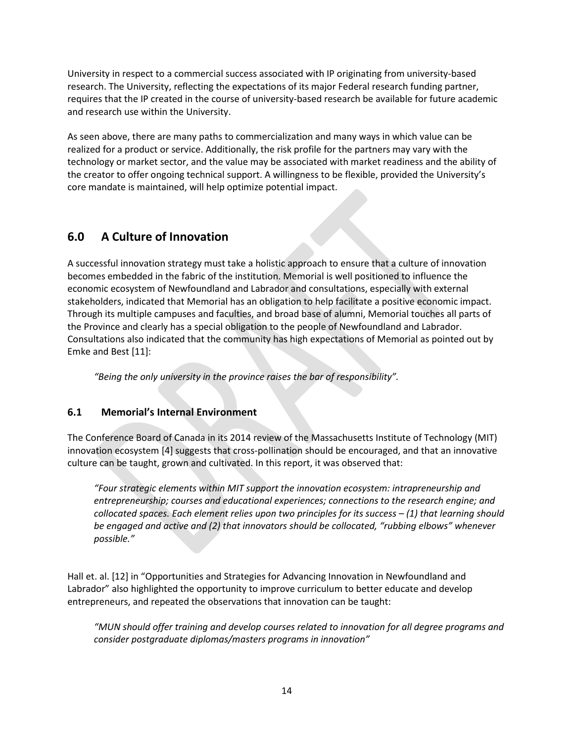University in respect to a commercial success associated with IP originating from university-based research. The University, reflecting the expectations of its major Federal research funding partner, requires that the IP created in the course of university-based research be available for future academic and research use within the University.

As seen above, there are many paths to commercialization and many ways in which value can be realized for a product or service. Additionally, the risk profile for the partners may vary with the technology or market sector, and the value may be associated with market readiness and the ability of the creator to offer ongoing technical support. A willingness to be flexible, provided the University's core mandate is maintained, will help optimize potential impact.

## 6.0 A Culture of Innovation

A successful innovation strategy must take a holistic approach to ensure that a culture of innovation becomes embedded in the fabric of the institution. Memorial is well positioned to influence the economic ecosystem of Newfoundland and Labrador and consultations, especially with external stakeholders, indicated that Memorial has an obligation to help facilitate a positive economic impact. Through its multiple campuses and faculties, and broad base of alumni, Memorial touches all parts of the Province and clearly has a special obligation to the people of Newfoundland and Labrador. Consultations also indicated that the community has high expectations of Memorial as pointed out by Emke and Best [11]:

> *"Being the only university in the province raises the bar of responsibility".*

### 6.1 Memorial's Internal Environment

The Conference Board of Canada in its 2014 review of the Massachusetts Institute of Technology (MIT) innovation ecosystem [4] suggests that cross-pollination should be encouraged, and that an innovative culture can be taught, grown and cultivated. In this report, it was observed that:

> *"Four strategic elements within MIT support the innovation ecosystem: intrapreneurship and entrepreneurship; courses and educational experiences; connections to the research engine; and collocated spaces. Each element relies upon two principles for its success – (1) that learning should be engaged and active and (2) that innovators should be collocated, "rubbing elbows" whenever possible."*

Hall et. al. [12] in "Opportunities and Strategies for Advancing Innovation in Newfoundland and Labrador" also highlighted the opportunity to improve curriculum to better educate and develop entrepreneurs, and repeated the observations that innovation can be taught:

> *"MUN should offer training and develop courses related to innovation for all degree programs and consider postgraduate diplomas/masters programs in innovation"*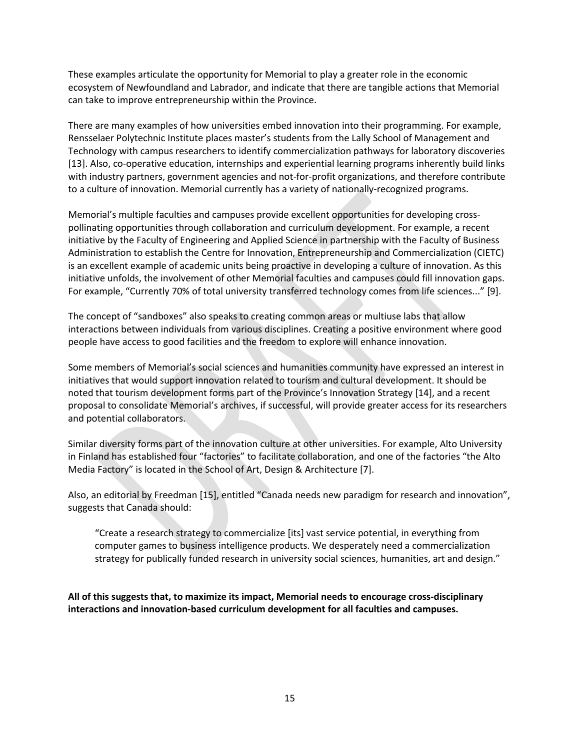These examples articulate the opportunity for Memorial to play a greater role in the economic ecosystem of Newfoundland and Labrador, and indicate that there are tangible actions that Memorial can take to improve entrepreneurship within the Province.

There are many examples of how universities embed innovation into their programming. For example, Rensselaer Polytechnic Institute places master's students from the Lally School of Management and Technology with campus researchers to identify commercialization pathways for laboratory discoveries [13]. Also, co-operative education, internships and experiential learning programs inherently build links with industry partners, government agencies and not-for-profit organizations, and therefore contribute to a culture of innovation. Memorial currently has a variety of nationally-recognized programs.

Memorial's multiple faculties and campuses provide excellent opportunities for developing cross-pollinating opportunities through collaboration and curriculum development. For example, a recent initiative by the Faculty of Engineering and Applied Science in partnership with the Faculty of Business Administration to establish the Centre for Innovation, Entrepreneurship and Commercialization (CIETC) is an excellent example of academic units being proactive in developing a culture of innovation. As this initiative unfolds, the involvement of other Memorial faculties and campuses could fill innovation gaps. For example, "Currently 70% of total university transferred technology comes from life sciences..." [9].

The concept of "sandboxes" also speaks to creating common areas or multiuse labs that allow interactions between individuals from various disciplines. Creating a positive environment where good people have access to good facilities and the freedom to explore will enhance innovation.

Some members of Memorial's social sciences and humanities community have expressed an interest in initiatives that would support innovation related to tourism and cultural development. It should be noted that tourism development forms part of the Province's Innovation Strategy [14], and a recent proposal to consolidate Memorial's archives, if successful, will provide greater access for its researchers and potential collaborators.

Similar diversity forms part of the innovation culture at other universities. For example, Alto University in Finland has established four "factories" to facilitate collaboration, and one of the factories "the Alto Media Factory" is located in the School of Art, Design & Architecture [7].

Also, an editorial by Freedman [15], entitled "Canada needs new paradigm for research and innovation", suggests that Canada should:

> "Create a research strategy to commercialize [its] vast service potential, in everything from computer games to business intelligence products. We desperately need a commercialization strategy for publically funded research in university social sciences, humanities, art and design."

**All of this suggests that, to maximize its impact, Memorial needs to encourage cross-disciplinary interactions and innovation-based curriculum development for all faculties and campuses.**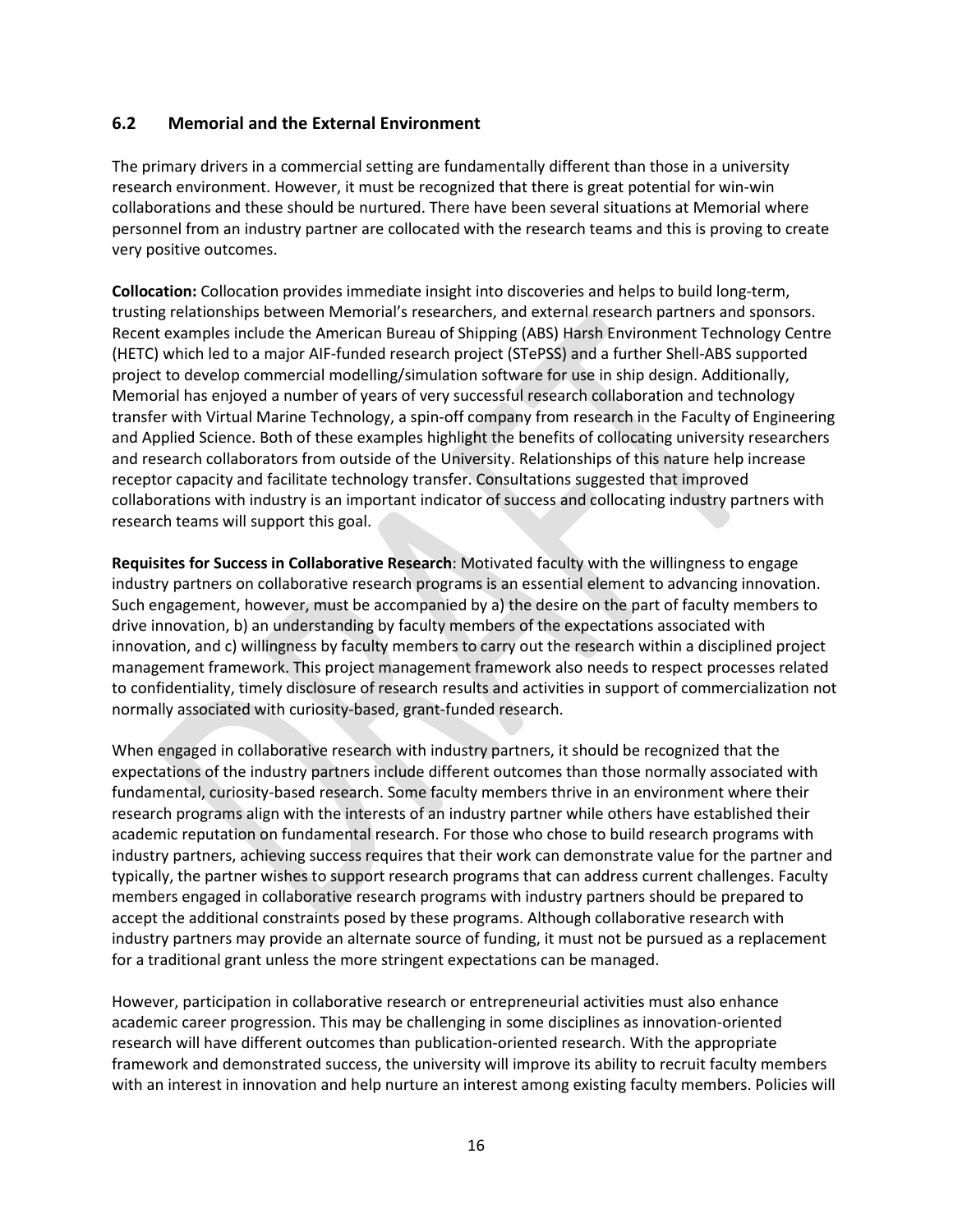## 6.2 Memorial and the External Environment

The primary drivers in a commercial setting are fundamentally different than those in a university research environment. However, it must be recognized that there is great potential for win-win collaborations and these should be nurtured. There have been several situations at Memorial where personnel from an industry partner are collocated with the research teams and this is proving to create very positive outcomes.

**Collocation:** Collocation provides immediate insight into discoveries and helps to build long-term, trusting relationships between Memorial's researchers, and external research partners and sponsors. Recent examples include the American Bureau of Shipping (ABS) Harsh Environment Technology Centre (HETC) which led to a major AIF-funded research project (STePSS) and a further Shell-ABS supported project to develop commercial modelling/simulation software for use in ship design. Additionally, Memorial has enjoyed a number of years of very successful research collaboration and technology transfer with Virtual Marine Technology, a spin-off company from research in the Faculty of Engineering and Applied Science. Both of these examples highlight the benefits of collocating university researchers and research collaborators from outside of the University. Relationships of this nature help increase receptor capacity and facilitate technology transfer. Consultations suggested that improved collaborations with industry is an important indicator of success and collocating industry partners with research teams will support this goal.

**Requisites for Success in Collaborative Research**: Motivated faculty with the willingness to engage industry partners on collaborative research programs is an essential element to advancing innovation. Such engagement, however, must be accompanied by a) the desire on the part of faculty members to drive innovation, b) an understanding by faculty members of the expectations associated with innovation, and c) willingness by faculty members to carry out the research within a disciplined project management framework. This project management framework also needs to respect processes related to confidentiality, timely disclosure of research results and activities in support of commercialization not normally associated with curiosity-based, grant-funded research.

When engaged in collaborative research with industry partners, it should be recognized that the expectations of the industry partners include different outcomes than those normally associated with fundamental, curiosity-based research. Some faculty members thrive in an environment where their research programs align with the interests of an industry partner while others have established their academic reputation on fundamental research. For those who chose to build research programs with industry partners, achieving success requires that their work can demonstrate value for the partner and typically, the partner wishes to support research programs that can address current challenges. Faculty members engaged in collaborative research programs with industry partners should be prepared to accept the additional constraints posed by these programs. Although collaborative research with industry partners may provide an alternate source of funding, it must not be pursued as a replacement for a traditional grant unless the more stringent expectations can be managed.

However, participation in collaborative research or entrepreneurial activities must also enhance academic career progression. This may be challenging in some disciplines as innovation-oriented research will have different outcomes than publication-oriented research. With the appropriate framework and demonstrated success, the university will improve its ability to recruit faculty members with an interest in innovation and help nurture an interest among existing faculty members. Policies will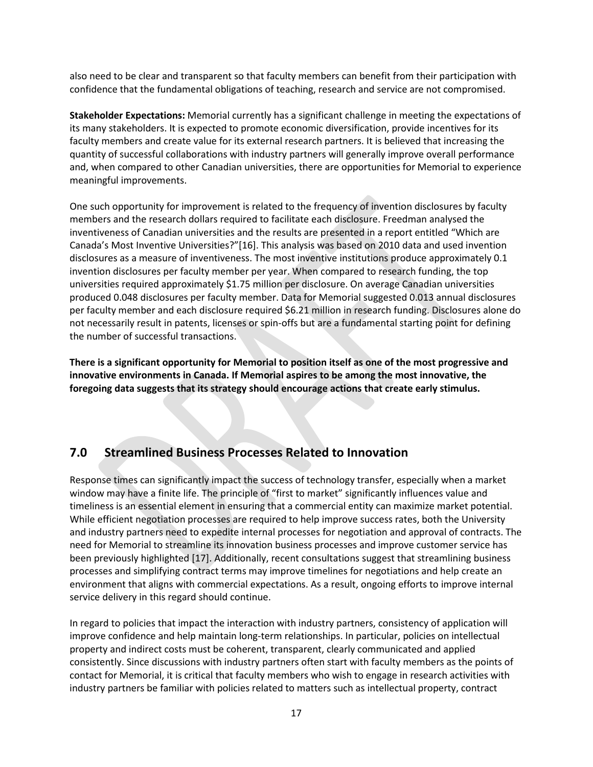also need to be clear and transparent so that faculty members can benefit from their participation with confidence that the fundamental obligations of teaching, research and service are not compromised.

**Stakeholder Expectations:** Memorial currently has a significant challenge in meeting the expectations of its many stakeholders. It is expected to promote economic diversification, provide incentives for its faculty members and create value for its external research partners. It is believed that increasing the quantity of successful collaborations with industry partners will generally improve overall performance and, when compared to other Canadian universities, there are opportunities for Memorial to experience meaningful improvements.

One such opportunity for improvement is related to the frequency of invention disclosures by faculty members and the research dollars required to facilitate each disclosure. Freedman analysed the inventiveness of Canadian universities and the results are presented in a report entitled "Which are Canada's Most Inventive Universities?"[16]. This analysis was based on 2010 data and used invention disclosures as a measure of inventiveness. The most inventive institutions produce approximately 0.1 invention disclosures per faculty member per year. When compared to research funding, the top universities required approximately $1.75 million per disclosure. On average Canadian universities produced 0.048 disclosures per faculty member. Data for Memorial suggested 0.013 annual disclosures per faculty member and each disclosure required $6.21 million in research funding. Disclosures alone do not necessarily result in patents, licenses or spin-offs but are a fundamental starting point for defining the number of successful transactions.

**There is a significant opportunity for Memorial to position itself as one of the most progressive and innovative environments in Canada. If Memorial aspires to be among the most innovative, the foregoing data suggests that its strategy should encourage actions that create early stimulus.**

## 7.0 Streamlined Business Processes Related to Innovation

Response times can significantly impact the success of technology transfer, especially when a market window may have a finite life. The principle of "first to market" significantly influences value and timeliness is an essential element in ensuring that a commercial entity can maximize market potential. While efficient negotiation processes are required to help improve success rates, both the University and industry partners need to expedite internal processes for negotiation and approval of contracts. The need for Memorial to streamline its innovation business processes and improve customer service has been previously highlighted [17]. Additionally, recent consultations suggest that streamlining business processes and simplifying contract terms may improve timelines for negotiations and help create an environment that aligns with commercial expectations. As a result, ongoing efforts to improve internal service delivery in this regard should continue.

In regard to policies that impact the interaction with industry partners, consistency of application will improve confidence and help maintain long-term relationships. In particular, policies on intellectual property and indirect costs must be coherent, transparent, clearly communicated and applied consistently. Since discussions with industry partners often start with faculty members as the points of contact for Memorial, it is critical that faculty members who wish to engage in research activities with industry partners be familiar with policies related to matters such as intellectual property, contract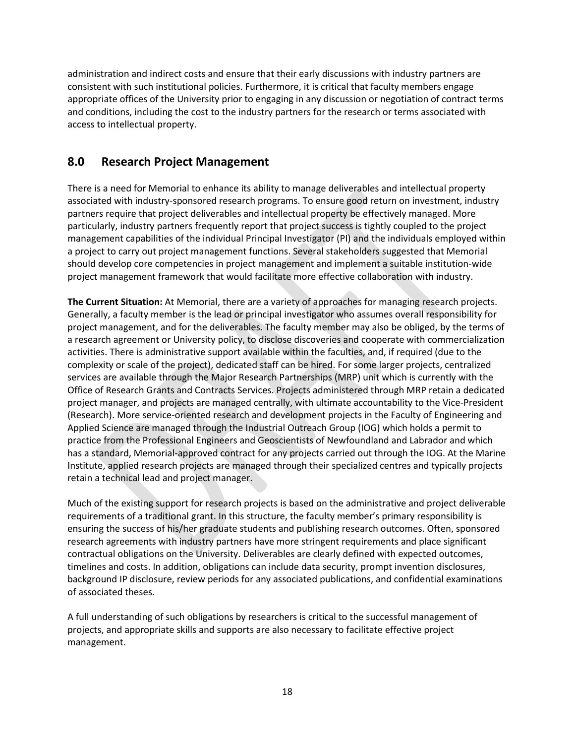administration and indirect costs and ensure that their early discussions with industry partners are consistent with such institutional policies. Furthermore, it is critical that faculty members engage appropriate offices of the University prior to engaging in any discussion or negotiation of contract terms and conditions, including the cost to the industry partners for the research or terms associated with access to intellectual property.

## 8.0 Research Project Management

There is a need for Memorial to enhance its ability to manage deliverables and intellectual property associated with industry-sponsored research programs. To ensure good return on investment, industry partners require that project deliverables and intellectual property be effectively managed. More particularly, industry partners frequently report that project success is tightly coupled to the project management capabilities of the individual Principal Investigator (PI) and the individuals employed within a project to carry out project management functions. Several stakeholders suggested that Memorial should develop core competencies in project management and implement a suitable institution-wide project management framework that would facilitate more effective collaboration with industry.

**The Current Situation:** At Memorial, there are a variety of approaches for managing research projects. Generally, a faculty member is the lead or principal investigator who assumes overall responsibility for project management, and for the deliverables. The faculty member may also be obliged, by the terms of a research agreement or University policy, to disclose discoveries and cooperate with commercialization activities. There is administrative support available within the faculties, and, if required (due to the complexity or scale of the project), dedicated staff can be hired. For some larger projects, centralized services are available through the Major Research Partnerships (MRP) unit which is currently with the Office of Research Grants and Contracts Services. Projects administered through MRP retain a dedicated project manager, and projects are managed centrally, with ultimate accountability to the Vice-President (Research). More service-oriented research and development projects in the Faculty of Engineering and Applied Science are managed through the Industrial Outreach Group (IOG) which holds a permit to practice from the Professional Engineers and Geoscientists of Newfoundland and Labrador and which has a standard, Memorial-approved contract for any projects carried out through the IOG. At the Marine Institute, applied research projects are managed through their specialized centres and typically projects retain a technical lead and project manager.

Much of the existing support for research projects is based on the administrative and project deliverable requirements of a traditional grant. In this structure, the faculty member's primary responsibility is ensuring the success of his/her graduate students and publishing research outcomes. Often, sponsored research agreements with industry partners have more stringent requirements and place significant contractual obligations on the University. Deliverables are clearly defined with expected outcomes, timelines and costs. In addition, obligations can include data security, prompt invention disclosures, background IP disclosure, review periods for any associated publications, and confidential examinations of associated theses.

A full understanding of such obligations by researchers is critical to the successful management of projects, and appropriate skills and supports are also necessary to facilitate effective project management.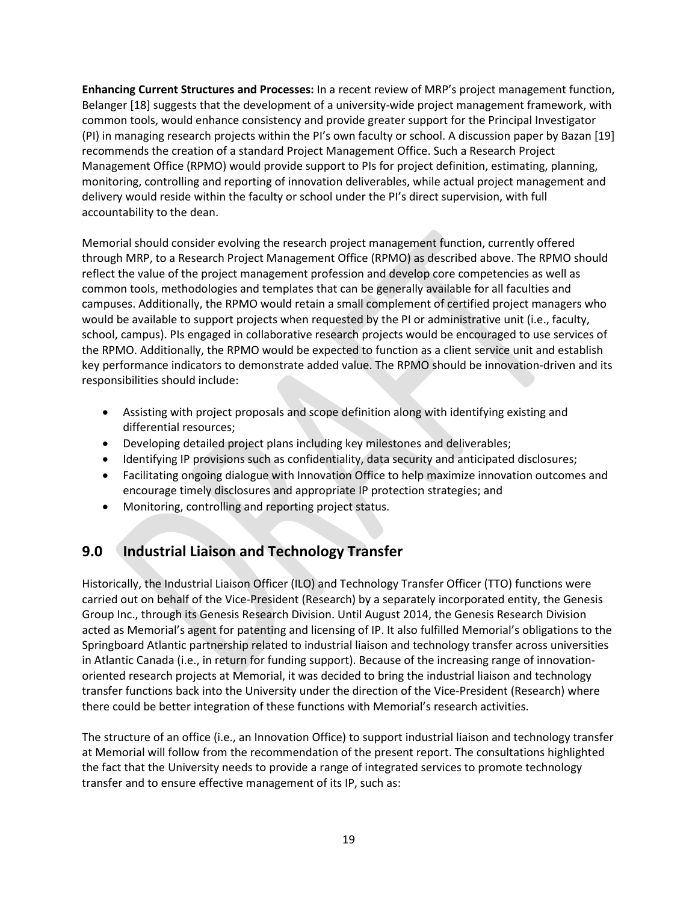**Enhancing Current Structures and Processes:** In a recent review of MRP's project management function, Belanger [18] suggests that the development of a university-wide project management framework, with common tools, would enhance consistency and provide greater support for the Principal Investigator (PI) in managing research projects within the PI's own faculty or school. A discussion paper by Bazan [19] recommends the creation of a standard Project Management Office. Such a Research Project Management Office (RPMO) would provide support to PIs for project definition, estimating, planning, monitoring, controlling and reporting of innovation deliverables, while actual project management and delivery would reside within the faculty or school under the PI's direct supervision, with full accountability to the dean.

Memorial should consider evolving the research project management function, currently offered through MRP, to a Research Project Management Office (RPMO) as described above. The RPMO should reflect the value of the project management profession and develop core competencies as well as common tools, methodologies and templates that can be generally available for all faculties and campuses. Additionally, the RPMO would retain a small complement of certified project managers who would be available to support projects when requested by the PI or administrative unit (i.e., faculty, school, campus). PIs engaged in collaborative research projects would be encouraged to use services of the RPMO. Additionally, the RPMO would be expected to function as a client service unit and establish key performance indicators to demonstrate added value. The RPMO should be innovation-driven and its responsibilities should include:

- Assisting with project proposals and scope definition along with identifying existing and differential resources;
- Developing detailed project plans including key milestones and deliverables;
- Identifying IP provisions such as confidentiality, data security and anticipated disclosures;
- Facilitating ongoing dialogue with Innovation Office to help maximize innovation outcomes and encourage timely disclosures and appropriate IP protection strategies; and
- Monitoring, controlling and reporting project status.

## 9.0 Industrial Liaison and Technology Transfer

Historically, the Industrial Liaison Officer (ILO) and Technology Transfer Officer (TTO) functions were carried out on behalf of the Vice-President (Research) by a separately incorporated entity, the Genesis Group Inc., through its Genesis Research Division. Until August 2014, the Genesis Research Division acted as Memorial's agent for patenting and licensing of IP. It also fulfilled Memorial's obligations to the Springboard Atlantic partnership related to industrial liaison and technology transfer across universities in Atlantic Canada (i.e., in return for funding support). Because of the increasing range of innovation-oriented research projects at Memorial, it was decided to bring the industrial liaison and technology transfer functions back into the University under the direction of the Vice-President (Research) where there could be better integration of these functions with Memorial's research activities.

The structure of an office (i.e., an Innovation Office) to support industrial liaison and technology transfer at Memorial will follow from the recommendation of the present report. The consultations highlighted the fact that the University needs to provide a range of integrated services to promote technology transfer and to ensure effective management of its IP, such as: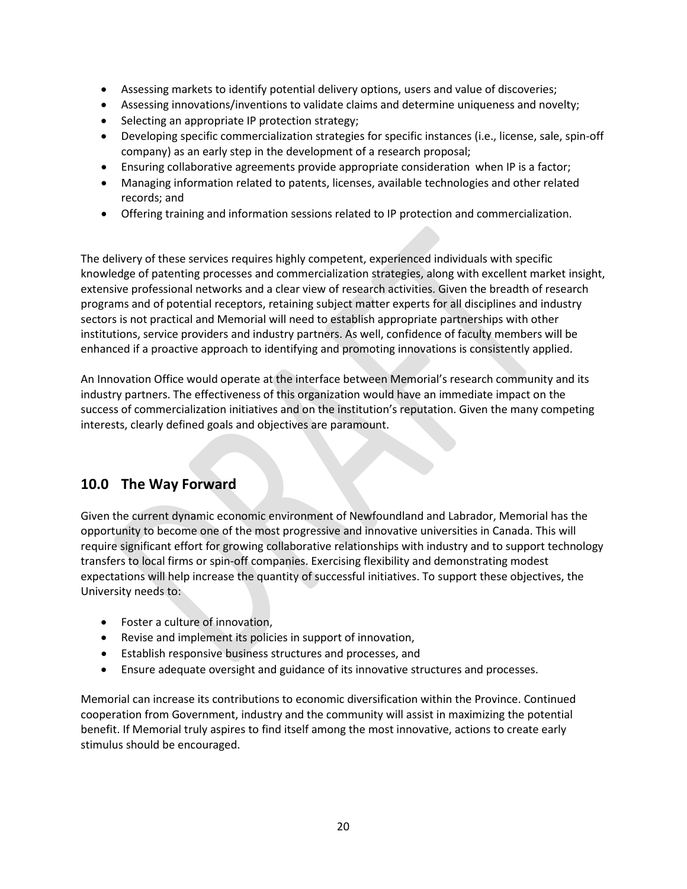- Assessing markets to identify potential delivery options, users and value of discoveries;
- Assessing innovations/inventions to validate claims and determine uniqueness and novelty;
- Selecting an appropriate IP protection strategy;
- Developing specific commercialization strategies for specific instances (i.e., license, sale, spin-off company) as an early step in the development of a research proposal;
- Ensuring collaborative agreements provide appropriate consideration when IP is a factor;
- Managing information related to patents, licenses, available technologies and other related records; and
- Offering training and information sessions related to IP protection and commercialization.

The delivery of these services requires highly competent, experienced individuals with specific knowledge of patenting processes and commercialization strategies, along with excellent market insight, extensive professional networks and a clear view of research activities. Given the breadth of research programs and of potential receptors, retaining subject matter experts for all disciplines and industry sectors is not practical and Memorial will need to establish appropriate partnerships with other institutions, service providers and industry partners. As well, confidence of faculty members will be enhanced if a proactive approach to identifying and promoting innovations is consistently applied.

An Innovation Office would operate at the interface between Memorial's research community and its industry partners. The effectiveness of this organization would have an immediate impact on the success of commercialization initiatives and on the institution's reputation. Given the many competing interests, clearly defined goals and objectives are paramount.

## 10.0 The Way Forward

Given the current dynamic economic environment of Newfoundland and Labrador, Memorial has the opportunity to become one of the most progressive and innovative universities in Canada. This will require significant effort for growing collaborative relationships with industry and to support technology transfers to local firms or spin-off companies. Exercising flexibility and demonstrating modest expectations will help increase the quantity of successful initiatives. To support these objectives, the University needs to:

- Foster a culture of innovation,
- Revise and implement its policies in support of innovation,
- Establish responsive business structures and processes, and
- Ensure adequate oversight and guidance of its innovative structures and processes.

Memorial can increase its contributions to economic diversification within the Province. Continued cooperation from Government, industry and the community will assist in maximizing the potential benefit. If Memorial truly aspires to find itself among the most innovative, actions to create early stimulus should be encouraged.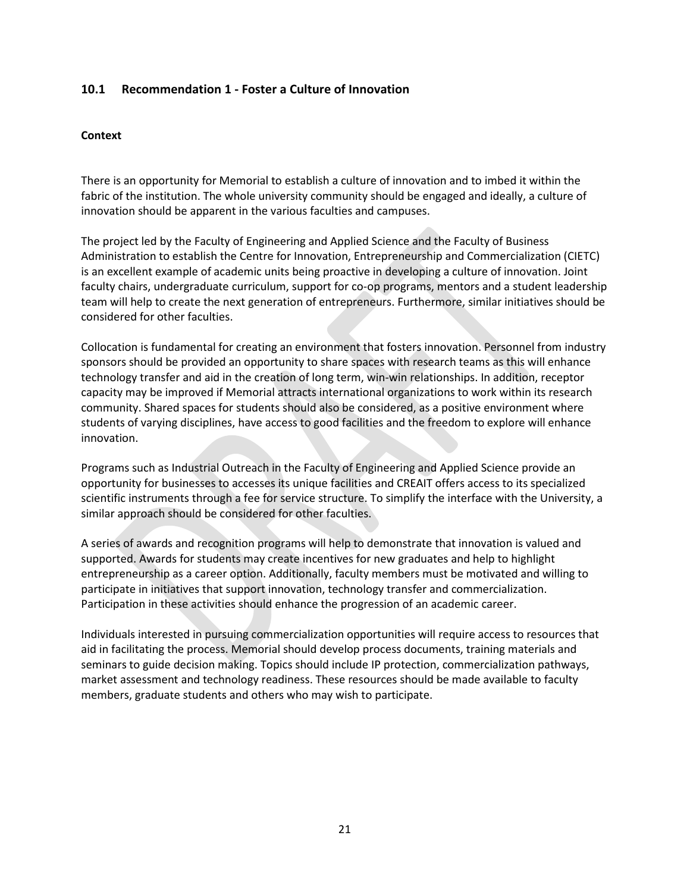## 10.1 Recommendation 1 - Foster a Culture of Innovation

### Context

There is an opportunity for Memorial to establish a culture of innovation and to imbed it within the fabric of the institution. The whole university community should be engaged and ideally, a culture of innovation should be apparent in the various faculties and campuses.

The project led by the Faculty of Engineering and Applied Science and the Faculty of Business Administration to establish the Centre for Innovation, Entrepreneurship and Commercialization (CIETC) is an excellent example of academic units being proactive in developing a culture of innovation. Joint faculty chairs, undergraduate curriculum, support for co-op programs, mentors and a student leadership team will help to create the next generation of entrepreneurs. Furthermore, similar initiatives should be considered for other faculties.

Collocation is fundamental for creating an environment that fosters innovation. Personnel from industry sponsors should be provided an opportunity to share spaces with research teams as this will enhance technology transfer and aid in the creation of long term, win-win relationships. In addition, receptor capacity may be improved if Memorial attracts international organizations to work within its research community. Shared spaces for students should also be considered, as a positive environment where students of varying disciplines, have access to good facilities and the freedom to explore will enhance innovation.

Programs such as Industrial Outreach in the Faculty of Engineering and Applied Science provide an opportunity for businesses to accesses its unique facilities and CREAIT offers access to its specialized scientific instruments through a fee for service structure. To simplify the interface with the University, a similar approach should be considered for other faculties.

A series of awards and recognition programs will help to demonstrate that innovation is valued and supported. Awards for students may create incentives for new graduates and help to highlight entrepreneurship as a career option. Additionally, faculty members must be motivated and willing to participate in initiatives that support innovation, technology transfer and commercialization. Participation in these activities should enhance the progression of an academic career.

Individuals interested in pursuing commercialization opportunities will require access to resources that aid in facilitating the process. Memorial should develop process documents, training materials and seminars to guide decision making. Topics should include IP protection, commercialization pathways, market assessment and technology readiness. These resources should be made available to faculty members, graduate students and others who may wish to participate.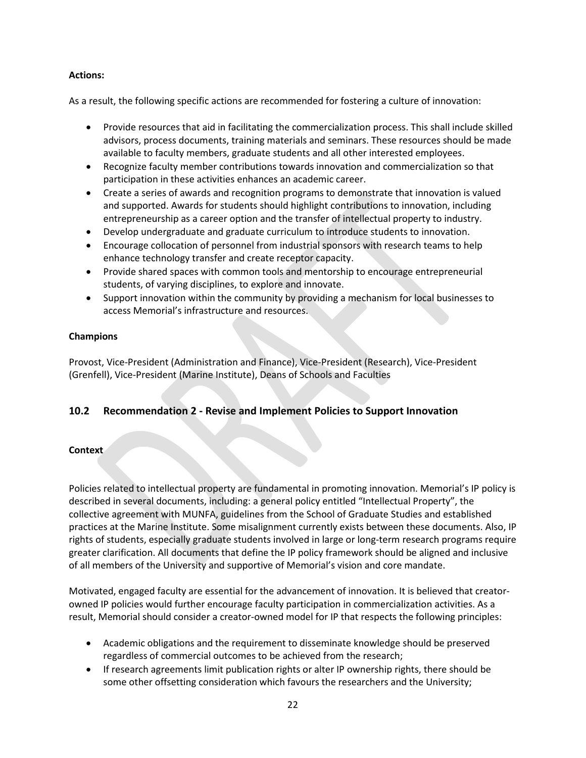**Actions:**

As a result, the following specific actions are recommended for fostering a culture of innovation:

- Provide resources that aid in facilitating the commercialization process. This shall include skilled advisors, process documents, training materials and seminars. These resources should be made available to faculty members, graduate students and all other interested employees.
- Recognize faculty member contributions towards innovation and commercialization so that participation in these activities enhances an academic career.
- Create a series of awards and recognition programs to demonstrate that innovation is valued and supported. Awards for students should highlight contributions to innovation, including entrepreneurship as a career option and the transfer of intellectual property to industry.
- Develop undergraduate and graduate curriculum to introduce students to innovation.
- Encourage collocation of personnel from industrial sponsors with research teams to help enhance technology transfer and create receptor capacity.
- Provide shared spaces with common tools and mentorship to encourage entrepreneurial students, of varying disciplines, to explore and innovate.
- Support innovation within the community by providing a mechanism for local businesses to access Memorial's infrastructure and resources.

**Champions**

Provost, Vice-President (Administration and Finance), Vice-President (Research), Vice-President (Grenfell), Vice-President (Marine Institute), Deans of Schools and Faculties

## 10.2 Recommendation 2 - Revise and Implement Policies to Support Innovation

**Context**

Policies related to intellectual property are fundamental in promoting innovation. Memorial's IP policy is described in several documents, including: a general policy entitled "Intellectual Property", the collective agreement with MUNFA, guidelines from the School of Graduate Studies and established practices at the Marine Institute. Some misalignment currently exists between these documents. Also, IP rights of students, especially graduate students involved in large or long-term research programs require greater clarification. All documents that define the IP policy framework should be aligned and inclusive of all members of the University and supportive of Memorial's vision and core mandate.

Motivated, engaged faculty are essential for the advancement of innovation. It is believed that creator-owned IP policies would further encourage faculty participation in commercialization activities. As a result, Memorial should consider a creator-owned model for IP that respects the following principles:

- Academic obligations and the requirement to disseminate knowledge should be preserved regardless of commercial outcomes to be achieved from the research;
- If research agreements limit publication rights or alter IP ownership rights, there should be some other offsetting consideration which favours the researchers and the University;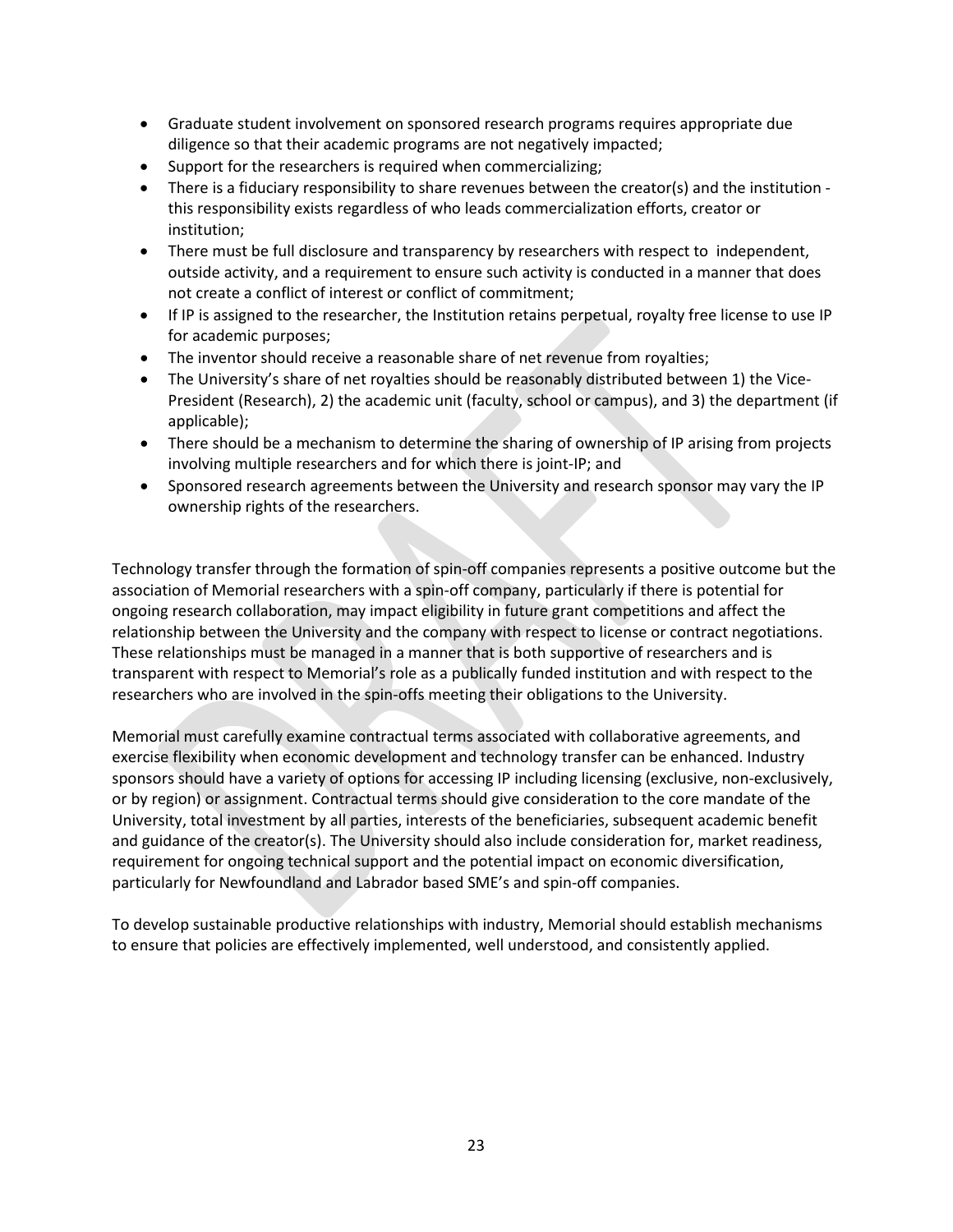- Graduate student involvement on sponsored research programs requires appropriate due diligence so that their academic programs are not negatively impacted;
- Support for the researchers is required when commercializing;
- There is a fiduciary responsibility to share revenues between the creator(s) and the institution - this responsibility exists regardless of who leads commercialization efforts, creator or institution;
- There must be full disclosure and transparency by researchers with respect to independent, outside activity, and a requirement to ensure such activity is conducted in a manner that does not create a conflict of interest or conflict of commitment;
- If IP is assigned to the researcher, the Institution retains perpetual, royalty free license to use IP for academic purposes;
- The inventor should receive a reasonable share of net revenue from royalties;
- The University's share of net royalties should be reasonably distributed between 1) the Vice-President (Research), 2) the academic unit (faculty, school or campus), and 3) the department (if applicable);
- There should be a mechanism to determine the sharing of ownership of IP arising from projects involving multiple researchers and for which there is joint-IP; and
- Sponsored research agreements between the University and research sponsor may vary the IP ownership rights of the researchers.

Technology transfer through the formation of spin-off companies represents a positive outcome but the association of Memorial researchers with a spin-off company, particularly if there is potential for ongoing research collaboration, may impact eligibility in future grant competitions and affect the relationship between the University and the company with respect to license or contract negotiations. These relationships must be managed in a manner that is both supportive of researchers and is transparent with respect to Memorial's role as a publically funded institution and with respect to the researchers who are involved in the spin-offs meeting their obligations to the University.

Memorial must carefully examine contractual terms associated with collaborative agreements, and exercise flexibility when economic development and technology transfer can be enhanced. Industry sponsors should have a variety of options for accessing IP including licensing (exclusive, non-exclusively, or by region) or assignment. Contractual terms should give consideration to the core mandate of the University, total investment by all parties, interests of the beneficiaries, subsequent academic benefit and guidance of the creator(s). The University should also include consideration for, market readiness, requirement for ongoing technical support and the potential impact on economic diversification, particularly for Newfoundland and Labrador based SME's and spin-off companies.

To develop sustainable productive relationships with industry, Memorial should establish mechanisms to ensure that policies are effectively implemented, well understood, and consistently applied.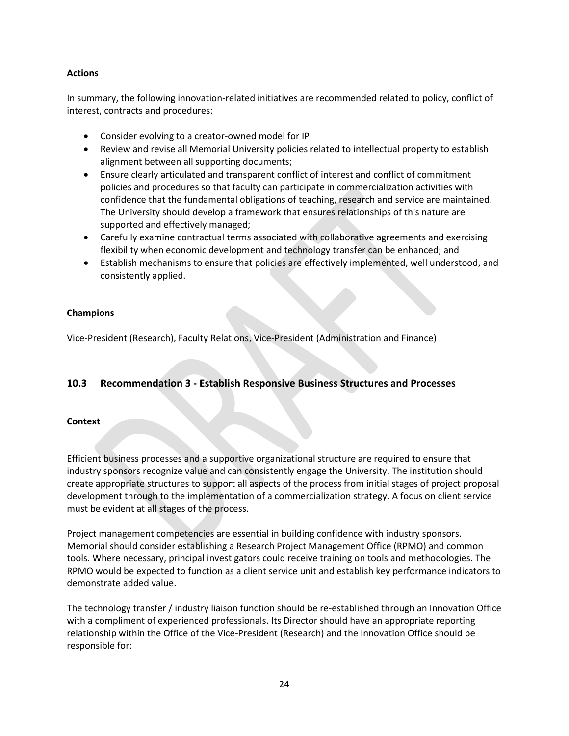**Actions**

In summary, the following innovation-related initiatives are recommended related to policy, conflict of interest, contracts and procedures:

- Consider evolving to a creator-owned model for IP
- Review and revise all Memorial University policies related to intellectual property to establish alignment between all supporting documents;
- Ensure clearly articulated and transparent conflict of interest and conflict of commitment policies and procedures so that faculty can participate in commercialization activities with confidence that the fundamental obligations of teaching, research and service are maintained. The University should develop a framework that ensures relationships of this nature are supported and effectively managed;
- Carefully examine contractual terms associated with collaborative agreements and exercising flexibility when economic development and technology transfer can be enhanced; and
- Establish mechanisms to ensure that policies are effectively implemented, well understood, and consistently applied.

**Champions**

Vice-President (Research), Faculty Relations, Vice-President (Administration and Finance)

## 10.3 Recommendation 3 - Establish Responsive Business Structures and Processes

**Context**

Efficient business processes and a supportive organizational structure are required to ensure that industry sponsors recognize value and can consistently engage the University. The institution should create appropriate structures to support all aspects of the process from initial stages of project proposal development through to the implementation of a commercialization strategy. A focus on client service must be evident at all stages of the process.

Project management competencies are essential in building confidence with industry sponsors. Memorial should consider establishing a Research Project Management Office (RPMO) and common tools. Where necessary, principal investigators could receive training on tools and methodologies. The RPMO would be expected to function as a client service unit and establish key performance indicators to demonstrate added value.

The technology transfer / industry liaison function should be re-established through an Innovation Office with a compliment of experienced professionals. Its Director should have an appropriate reporting relationship within the Office of the Vice-President (Research) and the Innovation Office should be responsible for: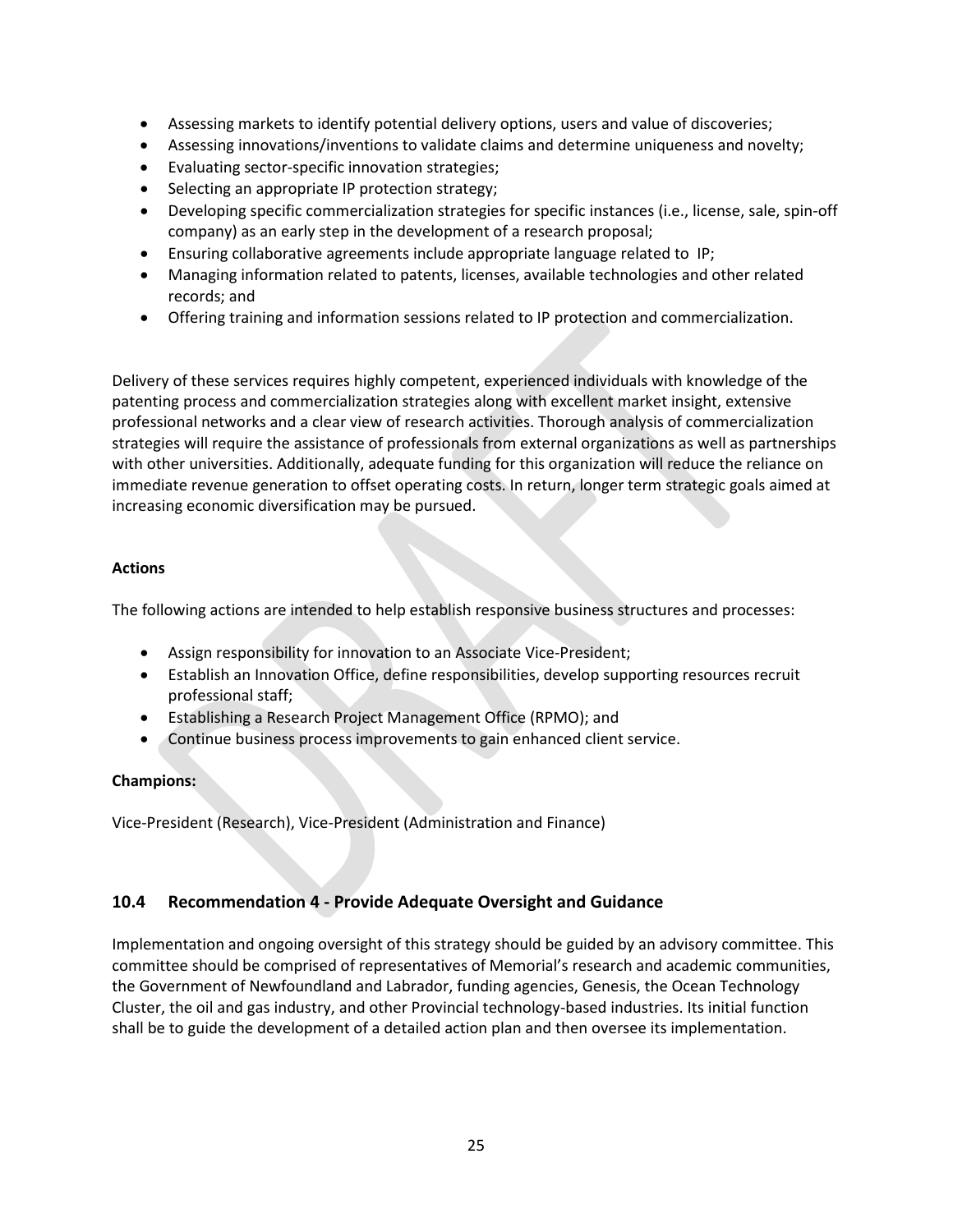- Assessing markets to identify potential delivery options, users and value of discoveries;
- Assessing innovations/inventions to validate claims and determine uniqueness and novelty;
- Evaluating sector-specific innovation strategies;
- Selecting an appropriate IP protection strategy;
- Developing specific commercialization strategies for specific instances (i.e., license, sale, spin-off company) as an early step in the development of a research proposal;
- Ensuring collaborative agreements include appropriate language related to IP;
- Managing information related to patents, licenses, available technologies and other related records; and
- Offering training and information sessions related to IP protection and commercialization.

Delivery of these services requires highly competent, experienced individuals with knowledge of the patenting process and commercialization strategies along with excellent market insight, extensive professional networks and a clear view of research activities. Thorough analysis of commercialization strategies will require the assistance of professionals from external organizations as well as partnerships with other universities. Additionally, adequate funding for this organization will reduce the reliance on immediate revenue generation to offset operating costs. In return, longer term strategic goals aimed at increasing economic diversification may be pursued.

**Actions**

The following actions are intended to help establish responsive business structures and processes:

- Assign responsibility for innovation to an Associate Vice-President;
- Establish an Innovation Office, define responsibilities, develop supporting resources recruit professional staff;
- Establishing a Research Project Management Office (RPMO); and
- Continue business process improvements to gain enhanced client service.

**Champions:**

Vice-President (Research), Vice-President (Administration and Finance)

### 10.4 Recommendation 4 - Provide Adequate Oversight and Guidance

Implementation and ongoing oversight of this strategy should be guided by an advisory committee. This committee should be comprised of representatives of Memorial's research and academic communities, the Government of Newfoundland and Labrador, funding agencies, Genesis, the Ocean Technology Cluster, the oil and gas industry, and other Provincial technology-based industries. Its initial function shall be to guide the development of a detailed action plan and then oversee its implementation.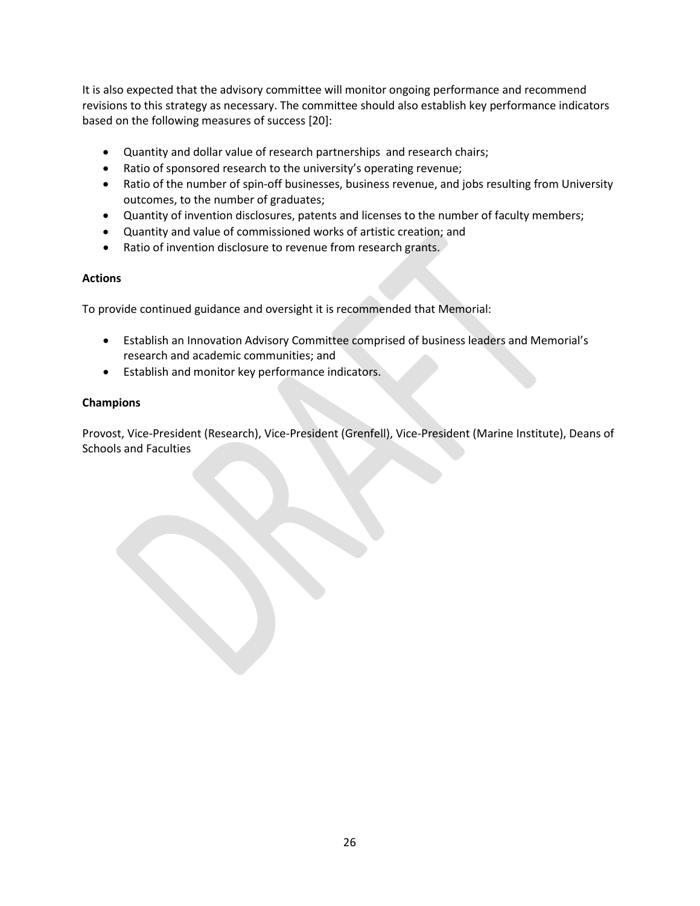It is also expected that the advisory committee will monitor ongoing performance and recommend revisions to this strategy as necessary. The committee should also establish key performance indicators based on the following measures of success [20]:

- Quantity and dollar value of research partnerships  and research chairs;
- Ratio of sponsored research to the university's operating revenue;
- Ratio of the number of spin-off businesses, business revenue, and jobs resulting from University outcomes, to the number of graduates;
- Quantity of invention disclosures, patents and licenses to the number of faculty members;
- Quantity and value of commissioned works of artistic creation; and
- Ratio of invention disclosure to revenue from research grants.

**Actions**

To provide continued guidance and oversight it is recommended that Memorial:

- Establish an Innovation Advisory Committee comprised of business leaders and Memorial's research and academic communities; and
- Establish and monitor key performance indicators.

**Champions**

Provost, Vice-President (Research), Vice-President (Grenfell), Vice-President (Marine Institute), Deans of Schools and Faculties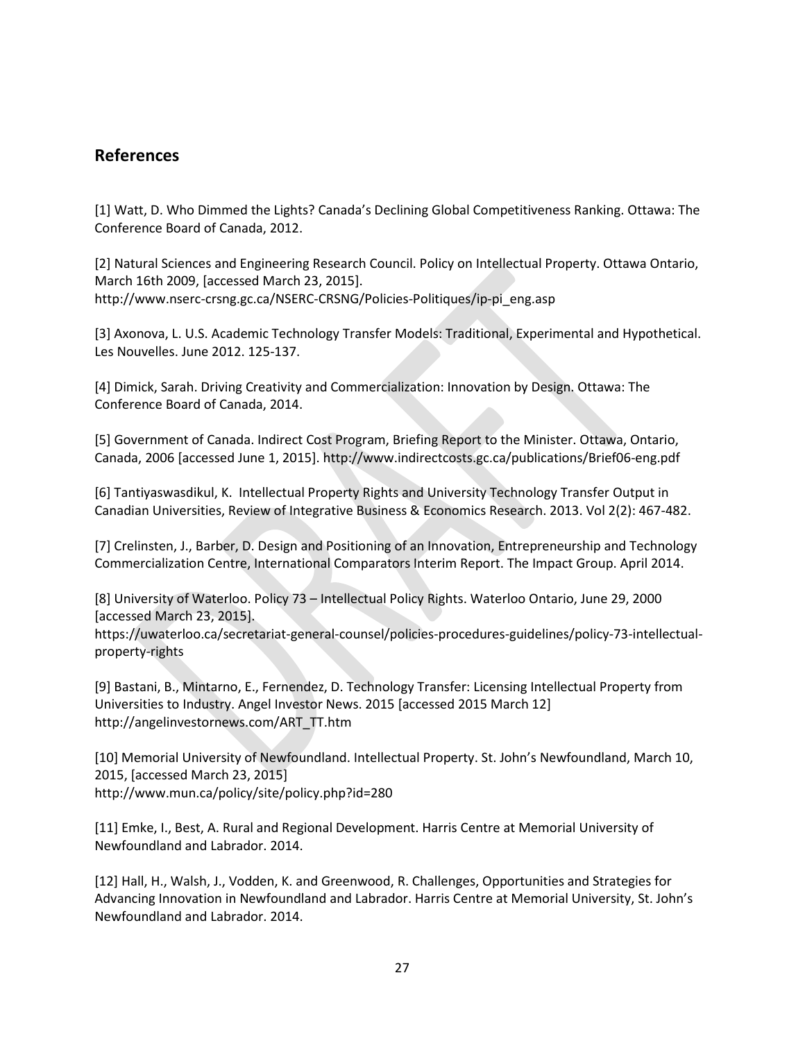## References

[1] Watt, D. Who Dimmed the Lights? Canada's Declining Global Competitiveness Ranking. Ottawa: The Conference Board of Canada, 2012.

[2] Natural Sciences and Engineering Research Council. Policy on Intellectual Property. Ottawa Ontario, March 16th 2009, [accessed March 23, 2015]. http://www.nserc-crsng.gc.ca/NSERC-CRSNG/Policies-Politiques/ip-pi_eng.asp

[3] Axonova, L. U.S. Academic Technology Transfer Models: Traditional, Experimental and Hypothetical. Les Nouvelles. June 2012. 125-137.

[4] Dimick, Sarah. Driving Creativity and Commercialization: Innovation by Design. Ottawa: The Conference Board of Canada, 2014.

[5] Government of Canada. Indirect Cost Program, Briefing Report to the Minister. Ottawa, Ontario, Canada, 2006 [accessed June 1, 2015]. http://www.indirectcosts.gc.ca/publications/Brief06-eng.pdf

[6] Tantiyaswasdikul, K. Intellectual Property Rights and University Technology Transfer Output in Canadian Universities, Review of Integrative Business & Economics Research. 2013. Vol 2(2): 467-482.

[7] Crelinsten, J., Barber, D. Design and Positioning of an Innovation, Entrepreneurship and Technology Commercialization Centre, International Comparators Interim Report. The Impact Group. April 2014.

[8] University of Waterloo. Policy 73 – Intellectual Policy Rights. Waterloo Ontario, June 29, 2000 [accessed March 23, 2015]. https://uwaterloo.ca/secretariat-general-counsel/policies-procedures-guidelines/policy-73-intellectual-property-rights

[9] Bastani, B., Mintarno, E., Fernendez, D. Technology Transfer: Licensing Intellectual Property from Universities to Industry. Angel Investor News. 2015 [accessed 2015 March 12] http://angelinvestornews.com/ART_TT.htm

[10] Memorial University of Newfoundland. Intellectual Property. St. John's Newfoundland, March 10, 2015, [accessed March 23, 2015] http://www.mun.ca/policy/site/policy.php?id=280

[11] Emke, I., Best, A. Rural and Regional Development. Harris Centre at Memorial University of Newfoundland and Labrador. 2014.

[12] Hall, H., Walsh, J., Vodden, K. and Greenwood, R. Challenges, Opportunities and Strategies for Advancing Innovation in Newfoundland and Labrador. Harris Centre at Memorial University, St. John's Newfoundland and Labrador. 2014.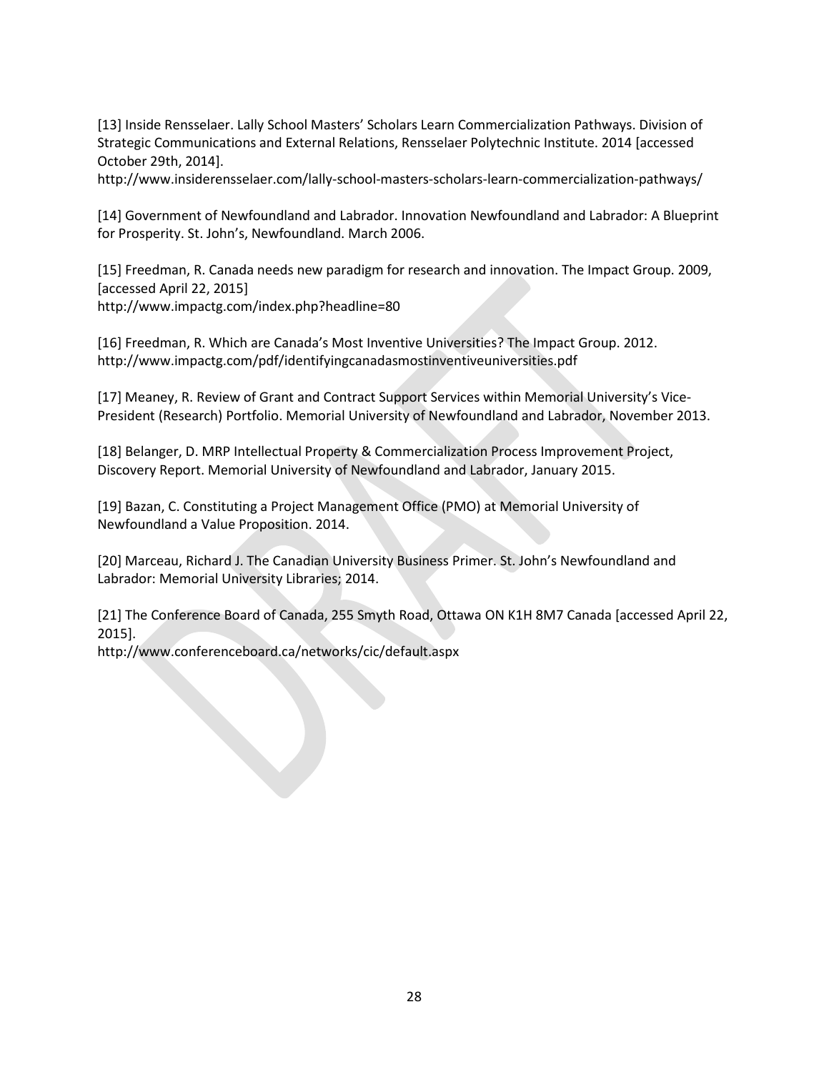[13] Inside Rensselaer. Lally School Masters' Scholars Learn Commercialization Pathways. Division of Strategic Communications and External Relations, Rensselaer Polytechnic Institute. 2014 [accessed October 29th, 2014].
http://www.insiderensselaer.com/lally-school-masters-scholars-learn-commercialization-pathways/

[14] Government of Newfoundland and Labrador. Innovation Newfoundland and Labrador: A Blueprint for Prosperity. St. John's, Newfoundland. March 2006.

[15] Freedman, R. Canada needs new paradigm for research and innovation. The Impact Group. 2009, [accessed April 22, 2015]
http://www.impactg.com/index.php?headline=80

[16] Freedman, R. Which are Canada's Most Inventive Universities? The Impact Group. 2012.
http://www.impactg.com/pdf/identifyingcanadasmostinventiveuniversities.pdf

[17] Meaney, R. Review of Grant and Contract Support Services within Memorial University's Vice-President (Research) Portfolio. Memorial University of Newfoundland and Labrador, November 2013.

[18] Belanger, D. MRP Intellectual Property & Commercialization Process Improvement Project, Discovery Report. Memorial University of Newfoundland and Labrador, January 2015.

[19] Bazan, C. Constituting a Project Management Office (PMO) at Memorial University of Newfoundland a Value Proposition. 2014.

[20] Marceau, Richard J. The Canadian University Business Primer. St. John's Newfoundland and Labrador: Memorial University Libraries; 2014.

[21] The Conference Board of Canada, 255 Smyth Road, Ottawa ON K1H 8M7 Canada [accessed April 22, 2015].
http://www.conferenceboard.ca/networks/cic/default.aspx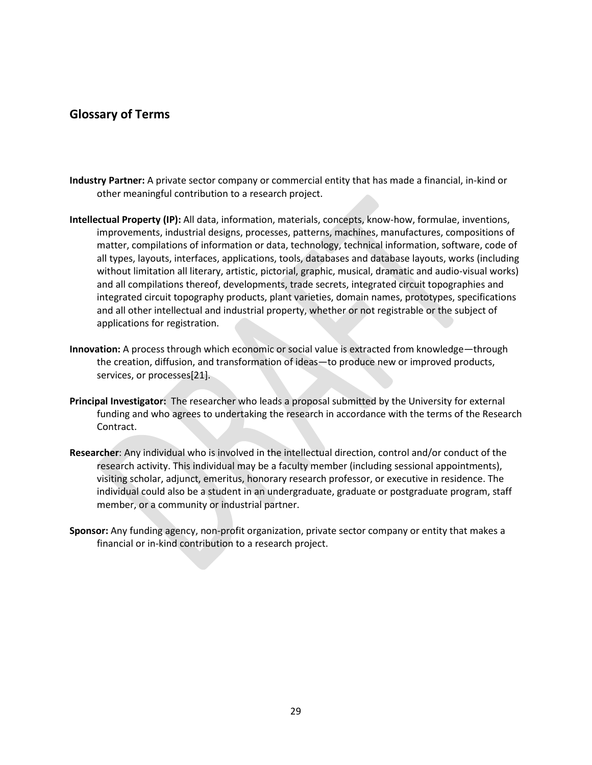## Glossary of Terms

**Industry Partner:** A private sector company or commercial entity that has made a financial, in-kind or other meaningful contribution to a research project.

**Intellectual Property (IP):** All data, information, materials, concepts, know-how, formulae, inventions, improvements, industrial designs, processes, patterns, machines, manufactures, compositions of matter, compilations of information or data, technology, technical information, software, code of all types, layouts, interfaces, applications, tools, databases and database layouts, works (including without limitation all literary, artistic, pictorial, graphic, musical, dramatic and audio-visual works) and all compilations thereof, developments, trade secrets, integrated circuit topographies and integrated circuit topography products, plant varieties, domain names, prototypes, specifications and all other intellectual and industrial property, whether or not registrable or the subject of applications for registration.

**Innovation:** A process through which economic or social value is extracted from knowledge—through the creation, diffusion, and transformation of ideas—to produce new or improved products, services, or processes[21].

**Principal Investigator:** The researcher who leads a proposal submitted by the University for external funding and who agrees to undertaking the research in accordance with the terms of the Research Contract.

**Researcher**: Any individual who is involved in the intellectual direction, control and/or conduct of the research activity. This individual may be a faculty member (including sessional appointments), visiting scholar, adjunct, emeritus, honorary research professor, or executive in residence. The individual could also be a student in an undergraduate, graduate or postgraduate program, staff member, or a community or industrial partner.

**Sponsor:** Any funding agency, non-profit organization, private sector company or entity that makes a financial or in-kind contribution to a research project.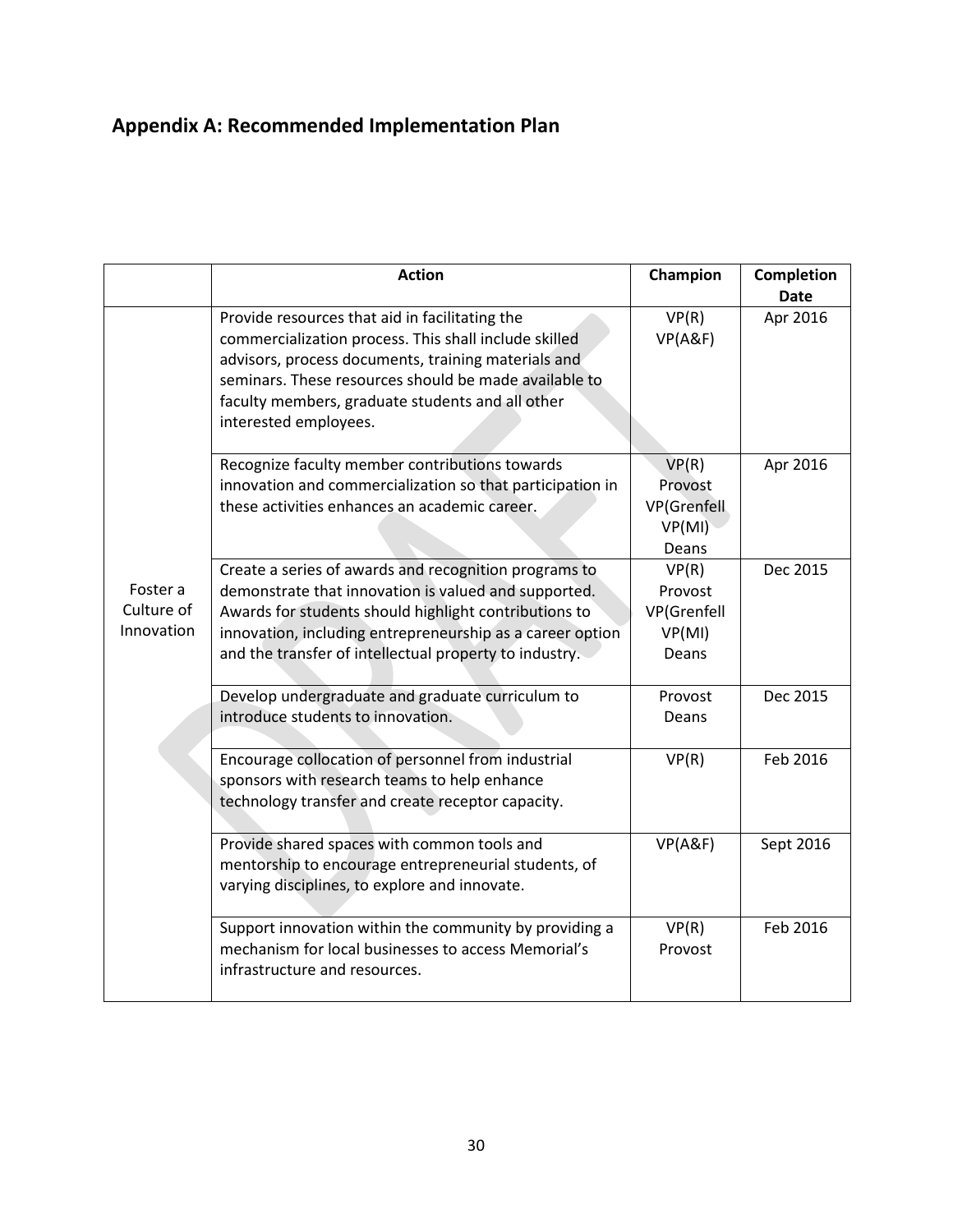## Appendix A: Recommended Implementation Plan

| | Action | Champion | Completion Date |
|---|---|---|---|
| Foster a Culture of Innovation | Provide resources that aid in facilitating the commercialization process. This shall include skilled advisors, process documents, training materials and seminars. These resources should be made available to faculty members, graduate students and all other interested employees. | VP(R) VP(A&F) | Apr 2016 |
| | Recognize faculty member contributions towards innovation and commercialization so that participation in these activities enhances an academic career. | VP(R) Provost VP(Grenfell VP(MI) Deans | Apr 2016 |
| | Create a series of awards and recognition programs to demonstrate that innovation is valued and supported. Awards for students should highlight contributions to innovation, including entrepreneurship as a career option and the transfer of intellectual property to industry. | VP(R) Provost VP(Grenfell VP(MI) Deans | Dec 2015 |
| | Develop undergraduate and graduate curriculum to introduce students to innovation. | Provost Deans | Dec 2015 |
| | Encourage collocation of personnel from industrial sponsors with research teams to help enhance technology transfer and create receptor capacity. | VP(R) | Feb 2016 |
| | Provide shared spaces with common tools and mentorship to encourage entrepreneurial students, of varying disciplines, to explore and innovate. | VP(A&F) | Sept 2016 |
| | Support innovation within the community by providing a mechanism for local businesses to access Memorial's infrastructure and resources. | VP(R) Provost | Feb 2016 |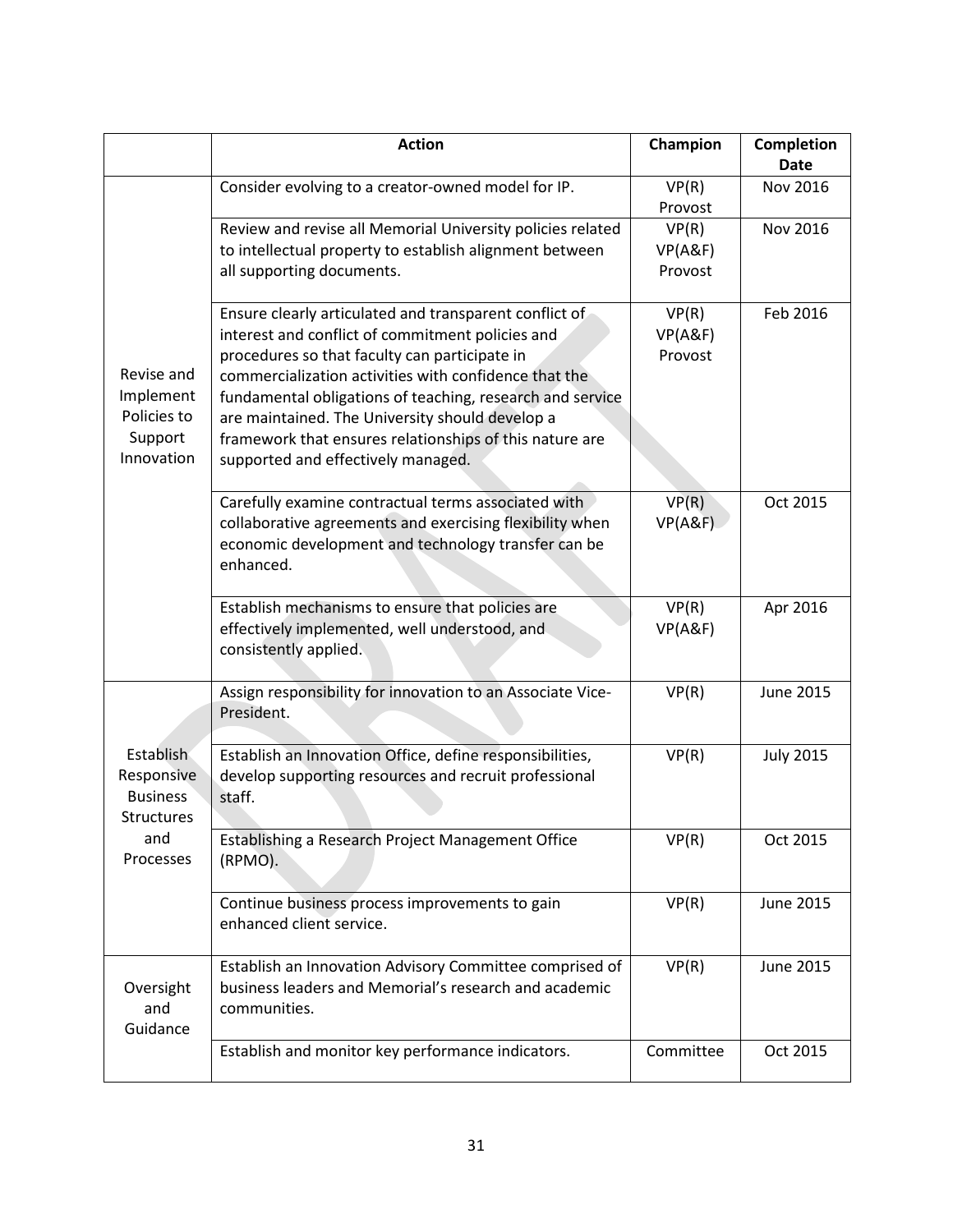|  | Action | Champion | Completion Date |
|---|---|---|---|
| Revise and Implement Policies to Support Innovation | Consider evolving to a creator-owned model for IP. | VP(R) Provost | Nov 2016 |
|  | Review and revise all Memorial University policies related to intellectual property to establish alignment between all supporting documents. | VP(R) VP(A&F) Provost | Nov 2016 |
|  | Ensure clearly articulated and transparent conflict of interest and conflict of commitment policies and procedures so that faculty can participate in commercialization activities with confidence that the fundamental obligations of teaching, research and service are maintained. The University should develop a framework that ensures relationships of this nature are supported and effectively managed. | VP(R) VP(A&F) Provost | Feb 2016 |
|  | Carefully examine contractual terms associated with collaborative agreements and exercising flexibility when economic development and technology transfer can be enhanced. | VP(R) VP(A&F) | Oct 2015 |
|  | Establish mechanisms to ensure that policies are effectively implemented, well understood, and consistently applied. | VP(R) VP(A&F) | Apr 2016 |
| Establish Responsive Business Structures and Processes | Assign responsibility for innovation to an Associate Vice-President. | VP(R) | June 2015 |
|  | Establish an Innovation Office, define responsibilities, develop supporting resources and recruit professional staff. | VP(R) | July 2015 |
|  | Establishing a Research Project Management Office (RPMO). | VP(R) | Oct 2015 |
|  | Continue business process improvements to gain enhanced client service. | VP(R) | June 2015 |
| Oversight and Guidance | Establish an Innovation Advisory Committee comprised of business leaders and Memorial's research and academic communities. | VP(R) | June 2015 |
|  | Establish and monitor key performance indicators. | Committee | Oct 2015 |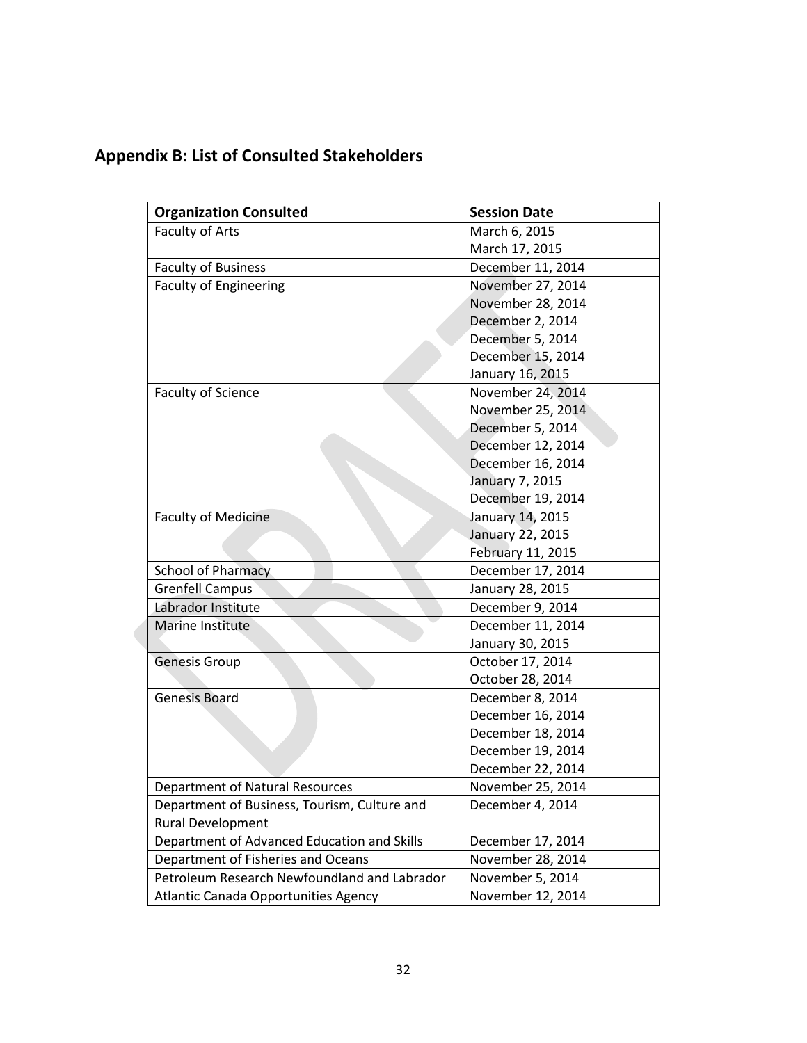## Appendix B: List of Consulted Stakeholders

| Organization Consulted | Session Date |
| --- | --- |
| Faculty of Arts | March 6, 2015<br>March 17, 2015 |
| Faculty of Business | December 11, 2014 |
| Faculty of Engineering | November 27, 2014<br>November 28, 2014<br>December 2, 2014<br>December 5, 2014<br>December 15, 2014<br>January 16, 2015 |
| Faculty of Science | November 24, 2014<br>November 25, 2014<br>December 5, 2014<br>December 12, 2014<br>December 16, 2014<br>January 7, 2015<br>December 19, 2014 |
| Faculty of Medicine | January 14, 2015<br>January 22, 2015<br>February 11, 2015 |
| School of Pharmacy | December 17, 2014 |
| Grenfell Campus | January 28, 2015 |
| Labrador Institute | December 9, 2014 |
| Marine Institute | December 11, 2014<br>January 30, 2015 |
| Genesis Group | October 17, 2014<br>October 28, 2014 |
| Genesis Board | December 8, 2014<br>December 16, 2014<br>December 18, 2014<br>December 19, 2014<br>December 22, 2014 |
| Department of Natural Resources | November 25, 2014 |
| Department of Business, Tourism, Culture and Rural Development | December 4, 2014 |
| Department of Advanced Education and Skills | December 17, 2014 |
| Department of Fisheries and Oceans | November 28, 2014 |
| Petroleum Research Newfoundland and Labrador | November 5, 2014 |
| Atlantic Canada Opportunities Agency | November 12, 2014 |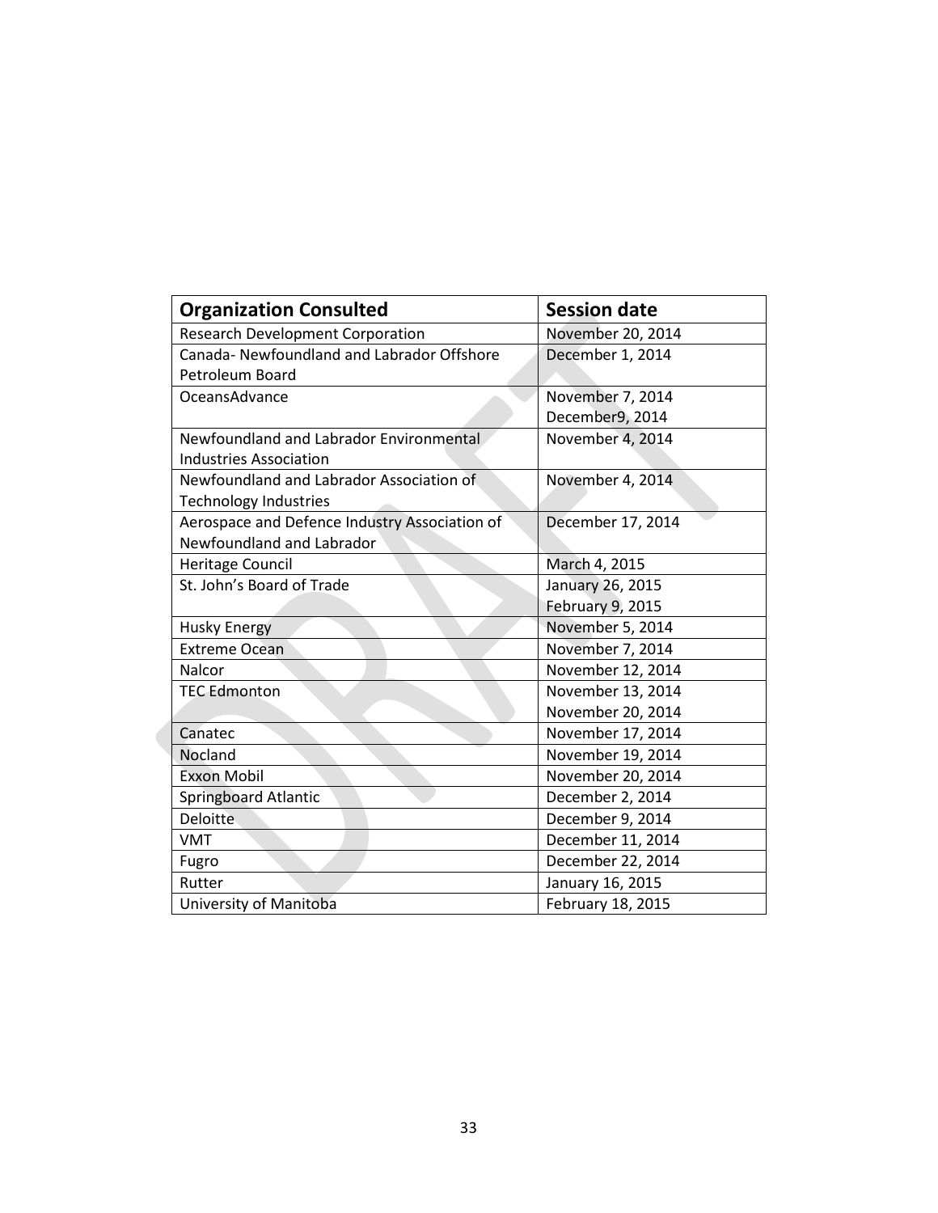| Organization Consulted | Session date |
|---|---|
| Research Development Corporation | November 20, 2014 |
| Canada- Newfoundland and Labrador Offshore Petroleum Board | December 1, 2014 |
| OceansAdvance | November 7, 2014<br>December9, 2014 |
| Newfoundland and Labrador Environmental Industries Association | November 4, 2014 |
| Newfoundland and Labrador Association of Technology Industries | November 4, 2014 |
| Aerospace and Defence Industry Association of Newfoundland and Labrador | December 17, 2014 |
| Heritage Council | March 4, 2015 |
| St. John's Board of Trade | January 26, 2015<br>February 9, 2015 |
| Husky Energy | November 5, 2014 |
| Extreme Ocean | November 7, 2014 |
| Nalcor | November 12, 2014 |
| TEC Edmonton | November 13, 2014<br>November 20, 2014 |
| Canatec | November 17, 2014 |
| Nocland | November 19, 2014 |
| Exxon Mobil | November 20, 2014 |
| Springboard Atlantic | December 2, 2014 |
| Deloitte | December 9, 2014 |
| VMT | December 11, 2014 |
| Fugro | December 22, 2014 |
| Rutter | January 16, 2015 |
| University of Manitoba | February 18, 2015 |